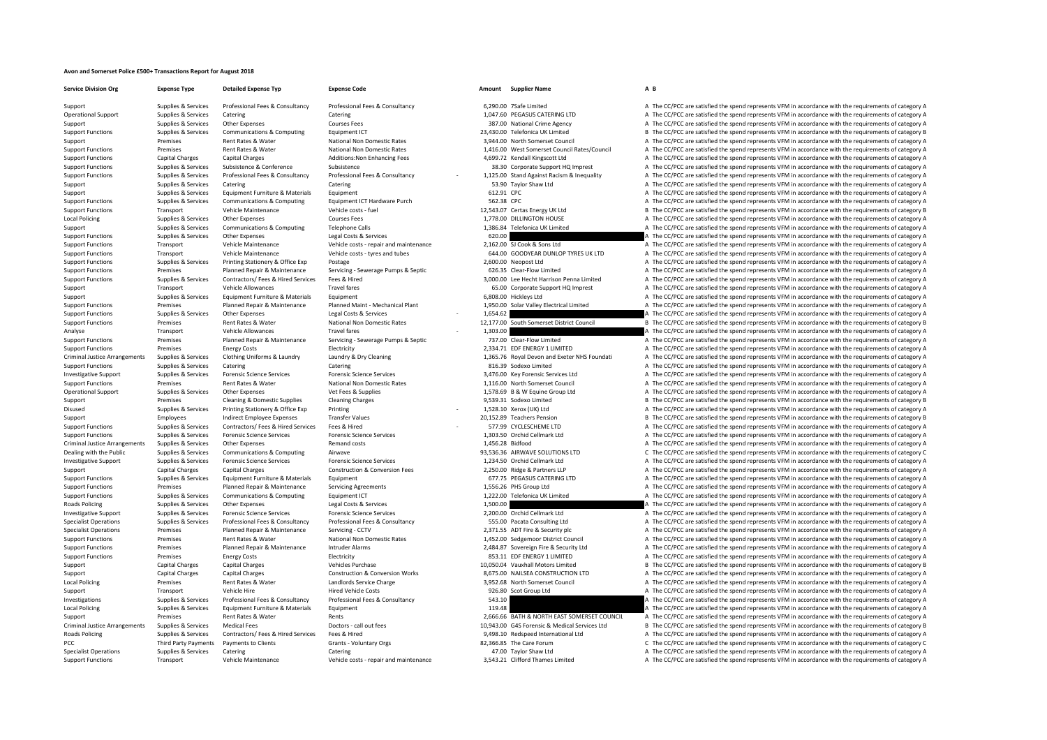# Avon and Somerset Police £500+ Transactions Report for August 2018

| Service Division Org | Expense Type | Detailed Expense Typ | Expense Code | Amount | Supplier Name | A | B |
|---|---|---|---|---|---|---|---|
| Support | Supplies & Services | Professional Fees & Consultancy | Professional Fees & Consultancy | 6,290.00 | 7Safe Limited | A | The CC/PCC are satisfied the spend represents VFM in accordance with the requirements of category A |
| Operational Support | Supplies & Services | Catering | Catering | 1,047.60 | PEGASUS CATERING LTD | A | The CC/PCC are satisfied the spend represents VFM in accordance with the requirements of category A |
| Support | Supplies & Services | Other Expenses | Courses Fees | 387.00 | National Crime Agency | A | The CC/PCC are satisfied the spend represents VFM in accordance with the requirements of category A |
| Support Functions | Supplies & Services | Communications & Computing | Equipment ICT | 23,430.00 | Telefonica UK Limited | B | The CC/PCC are satisfied the spend represents VFM in accordance with the requirements of category B |
| Support | Premises | Rent Rates & Water | National Non Domestic Rates | 3,944.00 | North Somerset Council | A | The CC/PCC are satisfied the spend represents VFM in accordance with the requirements of category A |
| Support Functions | Premises | Rent Rates & Water | National Non Domestic Rates | 1,416.00 | West Somerset Council Rates/Council | A | The CC/PCC are satisfied the spend represents VFM in accordance with the requirements of category A |
| Support Functions | Capital Charges | Capital Charges | Additions:Non Enhancing Fees | 4,699.72 | Kendall Kingscott Ltd | A | The CC/PCC are satisfied the spend represents VFM in accordance with the requirements of category A |
| Support Functions | Supplies & Services | Subsistence & Conference | Subsistence | 38.30 | Corporate Support HQ Imprest | A | The CC/PCC are satisfied the spend represents VFM in accordance with the requirements of category A |
| Support Functions | Supplies & Services | Professional Fees & Consultancy | Professional Fees & Consultancy | - 1,125.00 | Stand Against Racism & Inequality | A | The CC/PCC are satisfied the spend represents VFM in accordance with the requirements of category A |
| Support | Supplies & Services | Catering | Catering | 53.90 | Taylor Shaw Ltd | A | The CC/PCC are satisfied the spend represents VFM in accordance with the requirements of category A |
| Support | Supplies & Services | Equipment Furniture & Materials | Equipment | 612.91 | CPC | A | The CC/PCC are satisfied the spend represents VFM in accordance with the requirements of category A |
| Support Functions | Supplies & Services | Communications & Computing | Equipment ICT Hardware Purch | 562.38 | CPC | A | The CC/PCC are satisfied the spend represents VFM in accordance with the requirements of category A |
| Support Functions | Transport | Vehicle Maintenance | Vehicle costs - fuel | 12,543.07 | Certas Energy UK Ltd | B | The CC/PCC are satisfied the spend represents VFM in accordance with the requirements of category B |
| Local Policing | Supplies & Services | Other Expenses | Courses Fees | 1,778.00 | DILLINGTON HOUSE | A | The CC/PCC are satisfied the spend represents VFM in accordance with the requirements of category A |
| Support | Supplies & Services | Communications & Computing | Telephone Calls | 1,386.84 | Telefonica UK Limited | A | The CC/PCC are satisfied the spend represents VFM in accordance with the requirements of category A |
| Support Functions | Supplies & Services | Other Expenses | Legal Costs & Services | 620.00 | | A | The CC/PCC are satisfied the spend represents VFM in accordance with the requirements of category A |
| Support Functions | Transport | Vehicle Maintenance | Vehicle costs - repair and maintenance | 2,162.00 | SJ Cook & Sons Ltd | A | The CC/PCC are satisfied the spend represents VFM in accordance with the requirements of category A |
| Support Functions | Transport | Vehicle Maintenance | Vehicle costs - tyres and tubes | 644.00 | GOODYEAR DUNLOP TYRES UK LTD | A | The CC/PCC are satisfied the spend represents VFM in accordance with the requirements of category A |
| Support Functions | Supplies & Services | Printing Stationery & Office Exp | Postage | 2,600.00 | Neopost Ltd | A | The CC/PCC are satisfied the spend represents VFM in accordance with the requirements of category A |
| Support Functions | Premises | Planned Repair & Maintenance | Servicing - Sewerage Pumps & Septic | 626.35 | Clear-Flow Limited | A | The CC/PCC are satisfied the spend represents VFM in accordance with the requirements of category A |
| Support Functions | Supplies & Services | Contractors/ Fees & Hired Services | Fees & Hired | 3,000.00 | Lee Hecht Harrison Penna Limited | A | The CC/PCC are satisfied the spend represents VFM in accordance with the requirements of category A |
| Support | Transport | Vehicle Allowances | Travel fares | 65.00 | Corporate Support HQ Imprest | A | The CC/PCC are satisfied the spend represents VFM in accordance with the requirements of category A |
| Support | Supplies & Services | Equipment Furniture & Materials | Equipment | 6,808.00 | Hickleys Ltd | A | The CC/PCC are satisfied the spend represents VFM in accordance with the requirements of category A |
| Support Functions | Premises | Planned Repair & Maintenance | Planned Maint - Mechanical Plant | 1,950.00 | Solar Valley Electrical Limited | A | The CC/PCC are satisfied the spend represents VFM in accordance with the requirements of category A |
| Support Functions | Supplies & Services | Other Expenses | Legal Costs & Services | - 1,654.62 | | A | The CC/PCC are satisfied the spend represents VFM in accordance with the requirements of category A |
| Support Functions | Premises | Rent Rates & Water | National Non Domestic Rates | 12,177.00 | South Somerset District Council | B | The CC/PCC are satisfied the spend represents VFM in accordance with the requirements of category B |
| Analyse | Transport | Vehicle Allowances | Travel fares | - 1,303.00 | | A | The CC/PCC are satisfied the spend represents VFM in accordance with the requirements of category A |
| Support Functions | Premises | Planned Repair & Maintenance | Servicing - Sewerage Pumps & Septic | 737.00 | Clear-Flow Limited | A | The CC/PCC are satisfied the spend represents VFM in accordance with the requirements of category A |
| Support Functions | Premises | Energy Costs | Electricity | 2,334.71 | EDF ENERGY 1 LIMITED | A | The CC/PCC are satisfied the spend represents VFM in accordance with the requirements of category A |
| Criminal Justice Arrangements | Supplies & Services | Clothing Uniforms & Laundry | Laundry & Dry Cleaning | 1,365.76 | Royal Devon and Exeter NHS Foundati | A | The CC/PCC are satisfied the spend represents VFM in accordance with the requirements of category A |
| Support Functions | Supplies & Services | Catering | Catering | 816.39 | Sodexo Limited | A | The CC/PCC are satisfied the spend represents VFM in accordance with the requirements of category A |
| Investigative Support | Supplies & Services | Forensic Science Services | Forensic Science Services | 3,476.00 | Key Forensic Services Ltd | A | The CC/PCC are satisfied the spend represents VFM in accordance with the requirements of category A |
| Support Functions | Premises | Rent Rates & Water | National Non Domestic Rates | 1,116.00 | North Somerset Council | A | The CC/PCC are satisfied the spend represents VFM in accordance with the requirements of category A |
| Operational Support | Supplies & Services | Other Expenses | Vet Fees & Supplies | 1,578.69 | B & W Equine Group Ltd | A | The CC/PCC are satisfied the spend represents VFM in accordance with the requirements of category A |
| Support | Premises | Cleaning & Domestic Supplies | Cleaning Charges | 9,539.31 | Sodexo Limited | B | The CC/PCC are satisfied the spend represents VFM in accordance with the requirements of category B |
| Disused | Supplies & Services | Printing Stationery & Office Exp | Printing | - 1,528.10 | Xerox (UK) Ltd | A | The CC/PCC are satisfied the spend represents VFM in accordance with the requirements of category A |
| Support | Employees | Indirect Employee Expenses | Transfer Values | 20,152.89 | Teachers Pension | B | The CC/PCC are satisfied the spend represents VFM in accordance with the requirements of category B |
| Support Functions | Supplies & Services | Contractors/ Fees & Hired Services | Fees & Hired | - 577.99 | CYCLESCHEME LTD | A | The CC/PCC are satisfied the spend represents VFM in accordance with the requirements of category A |
| Support Functions | Supplies & Services | Forensic Science Services | Forensic Science Services | 1,303.50 | Orchid Cellmark Ltd | A | The CC/PCC are satisfied the spend represents VFM in accordance with the requirements of category A |
| Criminal Justice Arrangements | Supplies & Services | Other Expenses | Remand costs | 1,456.28 | Bidfood | A | The CC/PCC are satisfied the spend represents VFM in accordance with the requirements of category A |
| Dealing with the Public | Supplies & Services | Communications & Computing | Airwave | 93,536.36 | AIRWAVE SOLUTIONS LTD | C | The CC/PCC are satisfied the spend represents VFM in accordance with the requirements of category C |
| Investigative Support | Supplies & Services | Forensic Science Services | Forensic Science Services | 1,234.50 | Orchid Cellmark Ltd | A | The CC/PCC are satisfied the spend represents VFM in accordance with the requirements of category A |
| Support | Capital Charges | Capital Charges | Construction & Conversion Fees | 2,250.00 | Ridge & Partners LLP | A | The CC/PCC are satisfied the spend represents VFM in accordance with the requirements of category A |
| Support Functions | Supplies & Services | Equipment Furniture & Materials | Equipment | 677.75 | PEGASUS CATERING LTD | A | The CC/PCC are satisfied the spend represents VFM in accordance with the requirements of category A |
| Support Functions | Premises | Planned Repair & Maintenance | Servicing Agreements | 1,556.26 | PHS Group Ltd | A | The CC/PCC are satisfied the spend represents VFM in accordance with the requirements of category A |
| Support Functions | Supplies & Services | Communications & Computing | Equipment ICT | 1,222.00 | Telefonica UK Limited | A | The CC/PCC are satisfied the spend represents VFM in accordance with the requirements of category A |
| Roads Policing | Supplies & Services | Other Expenses | Legal Costs & Services | 1,500.00 | | A | The CC/PCC are satisfied the spend represents VFM in accordance with the requirements of category A |
| Investigative Support | Supplies & Services | Forensic Science Services | Forensic Science Services | 2,200.00 | Orchid Cellmark Ltd | A | The CC/PCC are satisfied the spend represents VFM in accordance with the requirements of category A |
| Specialist Operations | Supplies & Services | Professional Fees & Consultancy | Professional Fees & Consultancy | 555.00 | Pacata Consulting Ltd | A | The CC/PCC are satisfied the spend represents VFM in accordance with the requirements of category A |
| Specialist Operations | Premises | Planned Repair & Maintenance | Servicing - CCTV | 2,371.55 | ADT Fire & Security plc | A | The CC/PCC are satisfied the spend represents VFM in accordance with the requirements of category A |
| Support Functions | Premises | Rent Rates & Water | National Non Domestic Rates | 1,452.00 | Sedgemoor District Council | A | The CC/PCC are satisfied the spend represents VFM in accordance with the requirements of category A |
| Support Functions | Premises | Planned Repair & Maintenance | Intruder Alarms | 2,484.87 | Sovereign Fire & Security Ltd | A | The CC/PCC are satisfied the spend represents VFM in accordance with the requirements of category A |
| Support Functions | Premises | Energy Costs | Electricity | 853.11 | EDF ENERGY 1 LIMITED | A | The CC/PCC are satisfied the spend represents VFM in accordance with the requirements of category A |
| Support | Capital Charges | Capital Charges | Vehicles Purchase | 10,050.04 | Vauxhall Motors Limited | B | The CC/PCC are satisfied the spend represents VFM in accordance with the requirements of category B |
| Support | Capital Charges | Capital Charges | Construction & Conversion Works | 8,675.00 | NAILSEA CONSTRUCTION LTD | A | The CC/PCC are satisfied the spend represents VFM in accordance with the requirements of category A |
| Local Policing | Premises | Rent Rates & Water | Landlords Service Charge | 3,952.68 | North Somerset Council | A | The CC/PCC are satisfied the spend represents VFM in accordance with the requirements of category A |
| Support | Transport | Vehicle Hire | Hired Vehicle Costs | 926.80 | Scot Group Ltd | A | The CC/PCC are satisfied the spend represents VFM in accordance with the requirements of category A |
| Investigations | Supplies & Services | Professional Fees & Consultancy | Professional Fees & Consultancy | 543.10 | | A | The CC/PCC are satisfied the spend represents VFM in accordance with the requirements of category A |
| Local Policing | Supplies & Services | Equipment Furniture & Materials | Equipment | 119.48 | | A | The CC/PCC are satisfied the spend represents VFM in accordance with the requirements of category A |
| Support | Premises | Rent Rates & Water | Rents | 2,666.66 | BATH & NORTH EAST SOMERSET COUNCIL | A | The CC/PCC are satisfied the spend represents VFM in accordance with the requirements of category A |
| Criminal Justice Arrangements | Supplies & Services | Medical Fees | Doctors - call out fees | 10,943.00 | G4S Forensic & Medical Services Ltd | B | The CC/PCC are satisfied the spend represents VFM in accordance with the requirements of category B |
| Roads Policing | Supplies & Services | Contractors/ Fees & Hired Services | Fees & Hired | 9,498.10 | Redspeed International Ltd | A | The CC/PCC are satisfied the spend represents VFM in accordance with the requirements of category A |
| PCC | Third Party Payments | Payments to Clients | Grants - Voluntary Orgs | 82,366.85 | The Care Forum | C | The CC/PCC are satisfied the spend represents VFM in accordance with the requirements of category C |
| Specialist Operations | Supplies & Services | Catering | Catering | 47.00 | Taylor Shaw Ltd | A | The CC/PCC are satisfied the spend represents VFM in accordance with the requirements of category A |
| Support Functions | Transport | Vehicle Maintenance | Vehicle costs - repair and maintenance | 3,543.21 | Clifford Thames Limited | A | The CC/PCC are satisfied the spend represents VFM in accordance with the requirements of category A |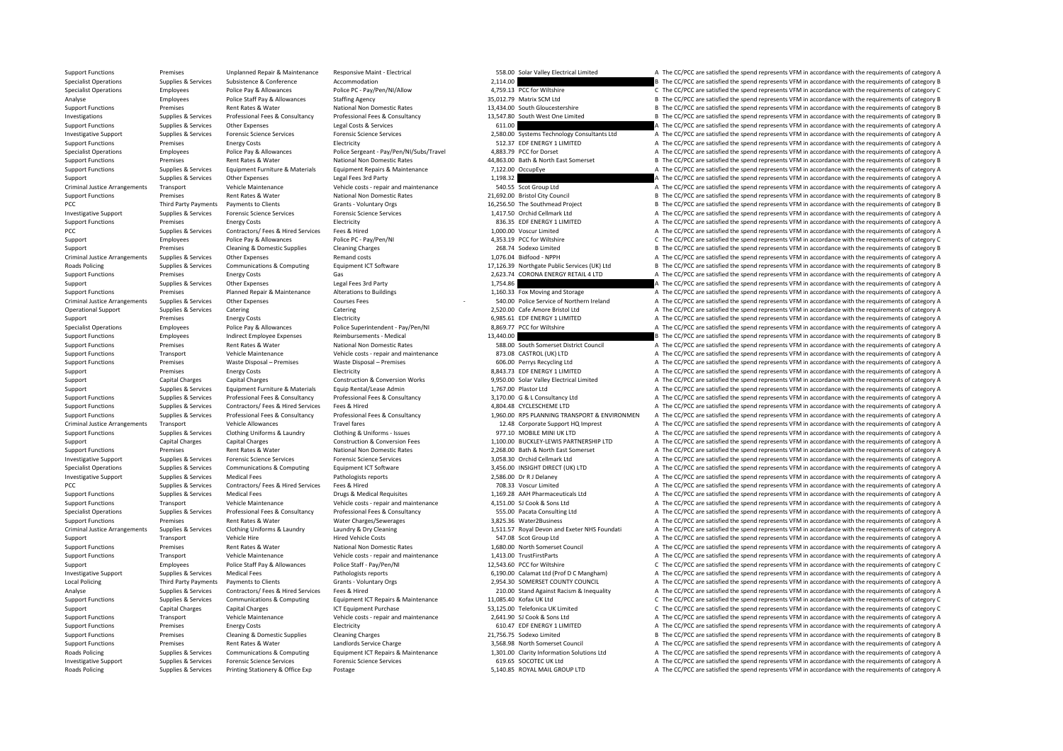| | | | | | | | |
|---|---|---|---|---|---|---|---|
| Support Functions | Premises | Unplanned Repair & Maintenance | Responsive Maint - Electrical | 558.00 | Solar Valley Electrical Limited | A | The CC/PCC are satisfied the spend represents VFM in accordance with the requirements of category A |
| Specialist Operations | Supplies & Services | Subsistence & Conference | Accommodation | 2,114.00 | | B | The CC/PCC are satisfied the spend represents VFM in accordance with the requirements of category B |
| Specialist Operations | Employees | Police Pay & Allowances | Police PC - Pay/Pen/NI/Allow | 4,759.13 | PCC for Wiltshire | C | The CC/PCC are satisfied the spend represents VFM in accordance with the requirements of category C |
| Analyse | Employees | Police Staff Pay & Allowances | Staffing Agency | 35,012.79 | Matrix SCM Ltd | B | The CC/PCC are satisfied the spend represents VFM in accordance with the requirements of category B |
| Support Functions | Premises | Rent Rates & Water | National Non Domestic Rates | 13,434.00 | South Gloucestershire | B | The CC/PCC are satisfied the spend represents VFM in accordance with the requirements of category B |
| Investigations | Supplies & Services | Professional Fees & Consultancy | Professional Fees & Consultancy | 13,547.80 | South West One Limited | B | The CC/PCC are satisfied the spend represents VFM in accordance with the requirements of category B |
| Support Functions | Supplies & Services | Other Expenses | Legal Costs & Services | 611.00 | | A | The CC/PCC are satisfied the spend represents VFM in accordance with the requirements of category A |
| Investigative Support | Supplies & Services | Forensic Science Services | Forensic Science Services | 2,580.00 | Systems Technology Consultants Ltd | A | The CC/PCC are satisfied the spend represents VFM in accordance with the requirements of category A |
| Support Functions | Premises | Energy Costs | Electricity | 512.37 | EDF ENERGY 1 LIMITED | A | The CC/PCC are satisfied the spend represents VFM in accordance with the requirements of category A |
| Specialist Operations | Employees | Police Pay & Allowances | Police Sergeant - Pay/Pen/NI/Subs/Travel | 4,883.79 | PCC for Dorset | A | The CC/PCC are satisfied the spend represents VFM in accordance with the requirements of category A |
| Support Functions | Premises | Rent Rates & Water | National Non Domestic Rates | 44,863.00 | Bath & North East Somerset | B | The CC/PCC are satisfied the spend represents VFM in accordance with the requirements of category B |
| Support Functions | Supplies & Services | Equipment Furniture & Materials | Equipment Repairs & Maintenance | 7,122.00 | OccupEye | A | The CC/PCC are satisfied the spend represents VFM in accordance with the requirements of category A |
| Support | Supplies & Services | Other Expenses | Legal Fees 3rd Party | 1,198.32 | | A | The CC/PCC are satisfied the spend represents VFM in accordance with the requirements of category A |
| Criminal Justice Arrangements | Transport | Vehicle Maintenance | Vehicle costs - repair and maintenance | 540.55 | Scot Group Ltd | A | The CC/PCC are satisfied the spend represents VFM in accordance with the requirements of category A |
| Support Functions | Premises | Rent Rates & Water | National Non Domestic Rates | 21,692.00 | Bristol City Council | B | The CC/PCC are satisfied the spend represents VFM in accordance with the requirements of category B |
| PCC | Third Party Payments | Payments to Clients | Grants - Voluntary Orgs | 16,256.50 | The Southmead Project | B | The CC/PCC are satisfied the spend represents VFM in accordance with the requirements of category B |
| Investigative Support | Supplies & Services | Forensic Science Services | Forensic Science Services | 1,417.50 | Orchid Cellmark Ltd | A | The CC/PCC are satisfied the spend represents VFM in accordance with the requirements of category A |
| Support Functions | Premises | Energy Costs | Electricity | 836.35 | EDF ENERGY 1 LIMITED | A | The CC/PCC are satisfied the spend represents VFM in accordance with the requirements of category A |
| PCC | Supplies & Services | Contractors/ Fees & Hired Services | Fees & Hired | 1,000.00 | Voscur Limited | A | The CC/PCC are satisfied the spend represents VFM in accordance with the requirements of category A |
| Support | Employees | Police Pay & Allowances | Police PC - Pay/Pen/NI | 4,353.19 | PCC for Wiltshire | C | The CC/PCC are satisfied the spend represents VFM in accordance with the requirements of category C |
| Support | Premises | Cleaning & Domestic Supplies | Cleaning Charges | 268.74 | Sodexo Limited | B | The CC/PCC are satisfied the spend represents VFM in accordance with the requirements of category B |
| Criminal Justice Arrangements | Supplies & Services | Other Expenses | Remand costs | 1,076.04 | Bidfood - NPPH | A | The CC/PCC are satisfied the spend represents VFM in accordance with the requirements of category A |
| Roads Policing | Supplies & Services | Communications & Computing | Equipment ICT Software | 17,126.39 | Northgate Public Services (UK) Ltd | B | The CC/PCC are satisfied the spend represents VFM in accordance with the requirements of category B |
| Support Functions | Premises | Energy Costs | Gas | 2,623.74 | CORONA ENERGY RETAIL 4 LTD | A | The CC/PCC are satisfied the spend represents VFM in accordance with the requirements of category A |
| Support | Supplies & Services | Other Expenses | Legal Fees 3rd Party | 1,754.86 | | A | The CC/PCC are satisfied the spend represents VFM in accordance with the requirements of category A |
| Support Functions | Premises | Planned Repair & Maintenance | Alterations to Buildings | 1,160.33 | Fox Moving and Storage | A | The CC/PCC are satisfied the spend represents VFM in accordance with the requirements of category A |
| Criminal Justice Arrangements | Supplies & Services | Other Expenses | Courses Fees | -540.00 | Police Service of Northern Ireland | A | The CC/PCC are satisfied the spend represents VFM in accordance with the requirements of category A |
| Operational Support | Supplies & Services | Catering | Catering | 2,520.00 | Cafe Amore Bristol Ltd | A | The CC/PCC are satisfied the spend represents VFM in accordance with the requirements of category A |
| Support | Premises | Energy Costs | Electricity | 6,985.61 | EDF ENERGY 1 LIMITED | A | The CC/PCC are satisfied the spend represents VFM in accordance with the requirements of category A |
| Specialist Operations | Employees | Police Pay & Allowances | Police Superintendent - Pay/Pen/NI | 8,869.77 | PCC for Wiltshire | A | The CC/PCC are satisfied the spend represents VFM in accordance with the requirements of category A |
| Support Functions | Employees | Indirect Employee Expenses | Reimbursements - Medical | 13,440.00 | | B | The CC/PCC are satisfied the spend represents VFM in accordance with the requirements of category B |
| Support Functions | Premises | Rent Rates & Water | National Non Domestic Rates | 588.00 | South Somerset District Council | A | The CC/PCC are satisfied the spend represents VFM in accordance with the requirements of category A |
| Support Functions | Transport | Vehicle Maintenance | Vehicle costs - repair and maintenance | 873.08 | CASTROL (UK) LTD | A | The CC/PCC are satisfied the spend represents VFM in accordance with the requirements of category A |
| Support Functions | Premises | Waste Disposal – Premises | Waste Disposal – Premises | 606.00 | Perrys Recycling Ltd | A | The CC/PCC are satisfied the spend represents VFM in accordance with the requirements of category A |
| Support | Premises | Energy Costs | Electricity | 8,843.73 | EDF ENERGY 1 LIMITED | A | The CC/PCC are satisfied the spend represents VFM in accordance with the requirements of category A |
| Support | Capital Charges | Capital Charges | Construction & Conversion Works | 9,950.00 | Solar Valley Electrical Limited | A | The CC/PCC are satisfied the spend represents VFM in accordance with the requirements of category A |
| Support | Supplies & Services | Equipment Furniture & Materials | Equip Rental/Lease Admin | 1,767.00 | Plastor Ltd | A | The CC/PCC are satisfied the spend represents VFM in accordance with the requirements of category A |
| Support Functions | Supplies & Services | Professional Fees & Consultancy | Professional Fees & Consultancy | 3,170.00 | G & L Consultancy Ltd | A | The CC/PCC are satisfied the spend represents VFM in accordance with the requirements of category A |
| Support Functions | Supplies & Services | Contractors/ Fees & Hired Services | Fees & Hired | 4,804.48 | CYCLESCHEME LTD | A | The CC/PCC are satisfied the spend represents VFM in accordance with the requirements of category A |
| Support Functions | Supplies & Services | Professional Fees & Consultancy | Professional Fees & Consultancy | 1,960.00 | RPS PLANNING TRANSPORT & ENVIRONMEN | A | The CC/PCC are satisfied the spend represents VFM in accordance with the requirements of category A |
| Criminal Justice Arrangements | Transport | Vehicle Allowances | Travel fares | 12.48 | Corporate Support HQ Imprest | A | The CC/PCC are satisfied the spend represents VFM in accordance with the requirements of category A |
| Support Functions | Supplies & Services | Clothing Uniforms & Laundry | Clothing & Uniforms - Issues | 977.10 | MOBILE MINI UK LTD | A | The CC/PCC are satisfied the spend represents VFM in accordance with the requirements of category A |
| Support | Capital Charges | Capital Charges | Construction & Conversion Fees | 1,100.00 | BUCKLEY-LEWIS PARTNERSHIP LTD | A | The CC/PCC are satisfied the spend represents VFM in accordance with the requirements of category A |
| Support Functions | Premises | Rent Rates & Water | National Non Domestic Rates | 2,268.00 | Bath & North East Somerset | A | The CC/PCC are satisfied the spend represents VFM in accordance with the requirements of category A |
| Investigative Support | Supplies & Services | Forensic Science Services | Forensic Science Services | 3,058.30 | Orchid Cellmark Ltd | A | The CC/PCC are satisfied the spend represents VFM in accordance with the requirements of category A |
| Specialist Operations | Supplies & Services | Communications & Computing | Equipment ICT Software | 3,456.00 | INSIGHT DIRECT (UK) LTD | A | The CC/PCC are satisfied the spend represents VFM in accordance with the requirements of category A |
| Investigative Support | Supplies & Services | Medical Fees | Pathologists reports | 2,586.00 | Dr R J Delaney | A | The CC/PCC are satisfied the spend represents VFM in accordance with the requirements of category A |
| PCC | Supplies & Services | Contractors/ Fees & Hired Services | Fees & Hired | 708.33 | Voscur Limited | A | The CC/PCC are satisfied the spend represents VFM in accordance with the requirements of category A |
| Support Functions | Supplies & Services | Medical Fees | Drugs & Medical Requisites | 1,169.28 | AAH Pharmaceuticals Ltd | A | The CC/PCC are satisfied the spend represents VFM in accordance with the requirements of category A |
| Support Functions | Transport | Vehicle Maintenance | Vehicle costs - repair and maintenance | 4,151.00 | SJ Cook & Sons Ltd | A | The CC/PCC are satisfied the spend represents VFM in accordance with the requirements of category A |
| Specialist Operations | Supplies & Services | Professional Fees & Consultancy | Professional Fees & Consultancy | 555.00 | Pacata Consulting Ltd | A | The CC/PCC are satisfied the spend represents VFM in accordance with the requirements of category A |
| Support Functions | Premises | Rent Rates & Water | Water Charges/Sewerages | 3,825.36 | Water2Business | A | The CC/PCC are satisfied the spend represents VFM in accordance with the requirements of category A |
| Criminal Justice Arrangements | Supplies & Services | Clothing Uniforms & Laundry | Laundry & Dry Cleaning | 1,511.57 | Royal Devon and Exeter NHS Foundati | A | The CC/PCC are satisfied the spend represents VFM in accordance with the requirements of category A |
| Support | Transport | Vehicle Hire | Hired Vehicle Costs | 547.08 | Scot Group Ltd | A | The CC/PCC are satisfied the spend represents VFM in accordance with the requirements of category A |
| Support Functions | Premises | Rent Rates & Water | National Non Domestic Rates | 1,680.00 | North Somerset Council | A | The CC/PCC are satisfied the spend represents VFM in accordance with the requirements of category A |
| Support Functions | Transport | Vehicle Maintenance | Vehicle costs - repair and maintenance | 1,413.00 | TrustFirstParts | A | The CC/PCC are satisfied the spend represents VFM in accordance with the requirements of category A |
| Support | Employees | Police Staff Pay & Allowances | Police Staff - Pay/Pen/NI | 12,543.60 | PCC for Wiltshire | C | The CC/PCC are satisfied the spend represents VFM in accordance with the requirements of category C |
| Investigative Support | Supplies & Services | Medical Fees | Pathologists reports | 6,190.00 | Calamat Ltd (Prof D C Mangham) | A | The CC/PCC are satisfied the spend represents VFM in accordance with the requirements of category A |
| Local Policing | Third Party Payments | Payments to Clients | Grants - Voluntary Orgs | 2,954.30 | SOMERSET COUNTY COUNCIL | A | The CC/PCC are satisfied the spend represents VFM in accordance with the requirements of category A |
| Analyse | Supplies & Services | Contractors/ Fees & Hired Services | Fees & Hired | 210.00 | Stand Against Racism & Inequality | A | The CC/PCC are satisfied the spend represents VFM in accordance with the requirements of category A |
| Support Functions | Supplies & Services | Communications & Computing | Equipment ICT Repairs & Maintenance | 11,085.40 | Kofax UK Ltd | C | The CC/PCC are satisfied the spend represents VFM in accordance with the requirements of category C |
| Support | Capital Charges | Capital Charges | ICT Equipment Purchase | 53,125.00 | Telefonica UK Limited | C | The CC/PCC are satisfied the spend represents VFM in accordance with the requirements of category C |
| Support Functions | Transport | Vehicle Maintenance | Vehicle costs - repair and maintenance | 2,641.90 | SJ Cook & Sons Ltd | A | The CC/PCC are satisfied the spend represents VFM in accordance with the requirements of category A |
| Support Functions | Premises | Energy Costs | Electricity | 610.47 | EDF ENERGY 1 LIMITED | A | The CC/PCC are satisfied the spend represents VFM in accordance with the requirements of category A |
| Support Functions | Premises | Cleaning & Domestic Supplies | Cleaning Charges | 21,756.75 | Sodexo Limited | B | The CC/PCC are satisfied the spend represents VFM in accordance with the requirements of category B |
| Support Functions | Premises | Rent Rates & Water | Landlords Service Charge | 3,568.98 | North Somerset Council | A | The CC/PCC are satisfied the spend represents VFM in accordance with the requirements of category A |
| Roads Policing | Supplies & Services | Communications & Computing | Equipment ICT Repairs & Maintenance | 1,301.00 | Clarity Information Solutions Ltd | A | The CC/PCC are satisfied the spend represents VFM in accordance with the requirements of category A |
| Investigative Support | Supplies & Services | Forensic Science Services | Forensic Science Services | 619.65 | SOCOTEC UK Ltd | A | The CC/PCC are satisfied the spend represents VFM in accordance with the requirements of category A |
| Roads Policing | Supplies & Services | Printing Stationery & Office Exp | Postage | 5,140.85 | ROYAL MAIL GROUP LTD | A | The CC/PCC are satisfied the spend represents VFM in accordance with the requirements of category A |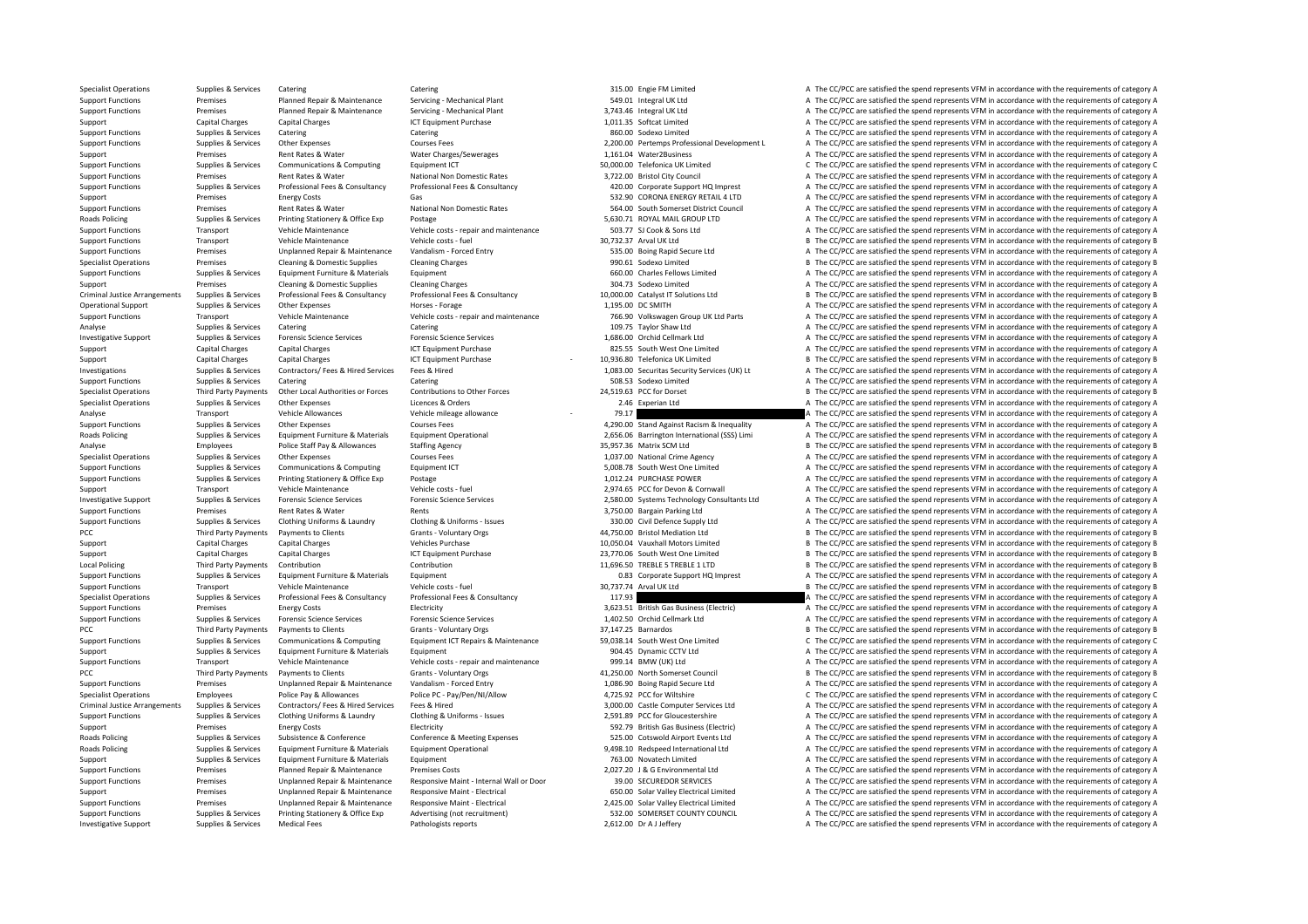| | | | | | | | |
|---|---|---|---|---|---|---|---|
| Specialist Operations | Supplies & Services | Catering | Catering | 315.00 | Engie FM Limited | A | The CC/PCC are satisfied the spend represents VFM in accordance with the requirements of category A |
| Support Functions | Premises | Planned Repair & Maintenance | Servicing - Mechanical Plant | 549.01 | Integral UK Ltd | A | The CC/PCC are satisfied the spend represents VFM in accordance with the requirements of category A |
| Support Functions | Premises | Planned Repair & Maintenance | Servicing - Mechanical Plant | 3,743.46 | Integral UK Ltd | A | The CC/PCC are satisfied the spend represents VFM in accordance with the requirements of category A |
| Support | Capital Charges | Capital Charges | ICT Equipment Purchase | 1,011.35 | Softcat Limited | A | The CC/PCC are satisfied the spend represents VFM in accordance with the requirements of category A |
| Support Functions | Supplies & Services | Catering | Catering | 860.00 | Sodexo Limited | A | The CC/PCC are satisfied the spend represents VFM in accordance with the requirements of category A |
| Support Functions | Supplies & Services | Other Expenses | Courses Fees | 2,200.00 | Pertemps Professional Development L | A | The CC/PCC are satisfied the spend represents VFM in accordance with the requirements of category A |
| Support | Premises | Rent Rates & Water | Water Charges/Sewerages | 1,161.04 | Water2Business | A | The CC/PCC are satisfied the spend represents VFM in accordance with the requirements of category A |
| Support Functions | Supplies & Services | Communications & Computing | Equipment ICT | 50,000.00 | Telefonica UK Limited | C | The CC/PCC are satisfied the spend represents VFM in accordance with the requirements of category C |
| Support Functions | Premises | Rent Rates & Water | National Non Domestic Rates | 3,722.00 | Bristol City Council | A | The CC/PCC are satisfied the spend represents VFM in accordance with the requirements of category A |
| Support Functions | Supplies & Services | Professional Fees & Consultancy | Professional Fees & Consultancy | 420.00 | Corporate Support HQ Imprest | A | The CC/PCC are satisfied the spend represents VFM in accordance with the requirements of category A |
| Support | Premises | Energy Costs | Gas | 532.90 | CORONA ENERGY RETAIL 4 LTD | A | The CC/PCC are satisfied the spend represents VFM in accordance with the requirements of category A |
| Support Functions | Premises | Rent Rates & Water | National Non Domestic Rates | 564.00 | South Somerset District Council | A | The CC/PCC are satisfied the spend represents VFM in accordance with the requirements of category A |
| Roads Policing | Supplies & Services | Printing Stationery & Office Exp | Postage | 5,630.71 | ROYAL MAIL GROUP LTD | A | The CC/PCC are satisfied the spend represents VFM in accordance with the requirements of category A |
| Support Functions | Transport | Vehicle Maintenance | Vehicle costs - repair and maintenance | 503.77 | SJ Cook & Sons Ltd | A | The CC/PCC are satisfied the spend represents VFM in accordance with the requirements of category A |
| Support Functions | Transport | Vehicle Maintenance | Vehicle costs - fuel | 30,732.37 | Arval UK Ltd | B | The CC/PCC are satisfied the spend represents VFM in accordance with the requirements of category B |
| Support Functions | Premises | Unplanned Repair & Maintenance | Vandalism - Forced Entry | 535.00 | Boing Rapid Secure Ltd | A | The CC/PCC are satisfied the spend represents VFM in accordance with the requirements of category A |
| Specialist Operations | Premises | Cleaning & Domestic Supplies | Cleaning Charges | 990.61 | Sodexo Limited | B | The CC/PCC are satisfied the spend represents VFM in accordance with the requirements of category B |
| Support Functions | Supplies & Services | Equipment Furniture & Materials | Equipment | 660.00 | Charles Fellows Limited | A | The CC/PCC are satisfied the spend represents VFM in accordance with the requirements of category A |
| Support | Premises | Cleaning & Domestic Supplies | Cleaning Charges | 304.73 | Sodexo Limited | A | The CC/PCC are satisfied the spend represents VFM in accordance with the requirements of category A |
| Criminal Justice Arrangements | Supplies & Services | Professional Fees & Consultancy | Professional Fees & Consultancy | 10,000.00 | Catalyst IT Solutions Ltd | B | The CC/PCC are satisfied the spend represents VFM in accordance with the requirements of category B |
| Operational Support | Supplies & Services | Other Expenses | Horses - Forage | 1,195.00 | DC SMITH | A | The CC/PCC are satisfied the spend represents VFM in accordance with the requirements of category A |
| Support Functions | Transport | Vehicle Maintenance | Vehicle costs - repair and maintenance | 766.90 | Volkswagen Group UK Ltd Parts | A | The CC/PCC are satisfied the spend represents VFM in accordance with the requirements of category A |
| Analyse | Supplies & Services | Catering | Catering | 109.75 | Taylor Shaw Ltd | A | The CC/PCC are satisfied the spend represents VFM in accordance with the requirements of category A |
| Investigative Support | Supplies & Services | Forensic Science Services | Forensic Science Services | 1,686.00 | Orchid Cellmark Ltd | A | The CC/PCC are satisfied the spend represents VFM in accordance with the requirements of category A |
| Support | Capital Charges | Capital Charges | ICT Equipment Purchase | 825.55 | South West One Limited | A | The CC/PCC are satisfied the spend represents VFM in accordance with the requirements of category A |
| Support | Capital Charges | Capital Charges | ICT Equipment Purchase | -10,936.80 | Telefonica UK Limited | B | The CC/PCC are satisfied the spend represents VFM in accordance with the requirements of category B |
| Investigations | Supplies & Services | Contractors/ Fees & Hired Services | Fees & Hired | 1,083.00 | Securitas Security Services (UK) Lt | A | The CC/PCC are satisfied the spend represents VFM in accordance with the requirements of category A |
| Support Functions | Supplies & Services | Catering | Catering | 508.53 | Sodexo Limited | A | The CC/PCC are satisfied the spend represents VFM in accordance with the requirements of category A |
| Specialist Operations | Third Party Payments | Other Local Authorities or Forces | Contributions to Other Forces | 24,519.63 | PCC for Dorset | B | The CC/PCC are satisfied the spend represents VFM in accordance with the requirements of category B |
| Specialist Operations | Supplies & Services | Other Expenses | Licences & Orders | 2.46 | Experian Ltd | A | The CC/PCC are satisfied the spend represents VFM in accordance with the requirements of category A |
| Analyse | Transport | Vehicle Allowances | Vehicle mileage allowance | -79.17 | | A | The CC/PCC are satisfied the spend represents VFM in accordance with the requirements of category A |
| Support Functions | Supplies & Services | Other Expenses | Courses Fees | 4,290.00 | Stand Against Racism & Inequality | A | The CC/PCC are satisfied the spend represents VFM in accordance with the requirements of category A |
| Roads Policing | Supplies & Services | Equipment Furniture & Materials | Equipment Operational | 2,656.06 | Barrington International (SSS) Limi | A | The CC/PCC are satisfied the spend represents VFM in accordance with the requirements of category A |
| Analyse | Employees | Police Staff Pay & Allowances | Staffing Agency | 35,957.36 | Matrix SCM Ltd | B | The CC/PCC are satisfied the spend represents VFM in accordance with the requirements of category B |
| Specialist Operations | Supplies & Services | Other Expenses | Courses Fees | 1,037.00 | National Crime Agency | A | The CC/PCC are satisfied the spend represents VFM in accordance with the requirements of category A |
| Support Functions | Supplies & Services | Communications & Computing | Equipment ICT | 5,008.78 | South West One Limited | A | The CC/PCC are satisfied the spend represents VFM in accordance with the requirements of category A |
| Support Functions | Supplies & Services | Printing Stationery & Office Exp | Postage | 1,012.24 | PURCHASE POWER | A | The CC/PCC are satisfied the spend represents VFM in accordance with the requirements of category A |
| Support | Transport | Vehicle Maintenance | Vehicle costs - fuel | 2,974.65 | PCC for Devon & Cornwall | A | The CC/PCC are satisfied the spend represents VFM in accordance with the requirements of category A |
| Investigative Support | Supplies & Services | Forensic Science Services | Forensic Science Services | 2,580.00 | Systems Technology Consultants Ltd | A | The CC/PCC are satisfied the spend represents VFM in accordance with the requirements of category A |
| Support Functions | Premises | Rent Rates & Water | Rents | 3,750.00 | Bargain Parking Ltd | A | The CC/PCC are satisfied the spend represents VFM in accordance with the requirements of category A |
| Support Functions | Supplies & Services | Clothing Uniforms & Laundry | Clothing & Uniforms - Issues | 330.00 | Civil Defence Supply Ltd | A | The CC/PCC are satisfied the spend represents VFM in accordance with the requirements of category A |
| PCC | Third Party Payments | Payments to Clients | Grants - Voluntary Orgs | 44,750.00 | Bristol Mediation Ltd | B | The CC/PCC are satisfied the spend represents VFM in accordance with the requirements of category B |
| Support | Capital Charges | Capital Charges | Vehicles Purchase | 10,050.04 | Vauxhall Motors Limited | B | The CC/PCC are satisfied the spend represents VFM in accordance with the requirements of category B |
| Support | Capital Charges | Capital Charges | ICT Equipment Purchase | 23,770.06 | South West One Limited | B | The CC/PCC are satisfied the spend represents VFM in accordance with the requirements of category B |
| Local Policing | Third Party Payments | Contribution | Contribution | 11,696.50 | TREBLE 5 TREBLE 1 LTD | B | The CC/PCC are satisfied the spend represents VFM in accordance with the requirements of category B |
| Support Functions | Supplies & Services | Equipment Furniture & Materials | Equipment | 0.83 | Corporate Support HQ Imprest | A | The CC/PCC are satisfied the spend represents VFM in accordance with the requirements of category A |
| Support Functions | Transport | Vehicle Maintenance | Vehicle costs - fuel | 30,737.74 | Arval UK Ltd | B | The CC/PCC are satisfied the spend represents VFM in accordance with the requirements of category B |
| Specialist Operations | Supplies & Services | Professional Fees & Consultancy | Professional Fees & Consultancy | 117.93 | | A | The CC/PCC are satisfied the spend represents VFM in accordance with the requirements of category A |
| Support Functions | Premises | Energy Costs | Electricity | 3,623.51 | British Gas Business (Electric) | A | The CC/PCC are satisfied the spend represents VFM in accordance with the requirements of category A |
| Support Functions | Supplies & Services | Forensic Science Services | Forensic Science Services | 1,402.50 | Orchid Cellmark Ltd | A | The CC/PCC are satisfied the spend represents VFM in accordance with the requirements of category A |
| PCC | Third Party Payments | Payments to Clients | Grants - Voluntary Orgs | 37,147.25 | Barnardos | B | The CC/PCC are satisfied the spend represents VFM in accordance with the requirements of category B |
| Support Functions | Supplies & Services | Communications & Computing | Equipment ICT Repairs & Maintenance | 59,038.14 | South West One Limited | C | The CC/PCC are satisfied the spend represents VFM in accordance with the requirements of category C |
| Support | Supplies & Services | Equipment Furniture & Materials | Equipment | 904.45 | Dynamic CCTV Ltd | A | The CC/PCC are satisfied the spend represents VFM in accordance with the requirements of category A |
| Support Functions | Transport | Vehicle Maintenance | Vehicle costs - repair and maintenance | 999.14 | BMW (UK) Ltd | A | The CC/PCC are satisfied the spend represents VFM in accordance with the requirements of category A |
| PCC | Third Party Payments | Payments to Clients | Grants - Voluntary Orgs | 41,250.00 | North Somerset Council | B | The CC/PCC are satisfied the spend represents VFM in accordance with the requirements of category B |
| Support Functions | Premises | Unplanned Repair & Maintenance | Vandalism - Forced Entry | 1,086.90 | Boing Rapid Secure Ltd | A | The CC/PCC are satisfied the spend represents VFM in accordance with the requirements of category A |
| Specialist Operations | Employees | Police Pay & Allowances | Police PC - Pay/Pen/NI/Allow | 4,725.92 | PCC for Wiltshire | C | The CC/PCC are satisfied the spend represents VFM in accordance with the requirements of category C |
| Criminal Justice Arrangements | Supplies & Services | Contractors/ Fees & Hired Services | Fees & Hired | 3,000.00 | Castle Computer Services Ltd | A | The CC/PCC are satisfied the spend represents VFM in accordance with the requirements of category A |
| Support Functions | Supplies & Services | Clothing Uniforms & Laundry | Clothing & Uniforms - Issues | 2,591.89 | PCC for Gloucestershire | A | The CC/PCC are satisfied the spend represents VFM in accordance with the requirements of category A |
| Support | Premises | Energy Costs | Electricity | 592.79 | British Gas Business (Electric) | A | The CC/PCC are satisfied the spend represents VFM in accordance with the requirements of category A |
| Roads Policing | Supplies & Services | Subsistence & Conference | Conference & Meeting Expenses | 525.00 | Cotswold Airport Events Ltd | A | The CC/PCC are satisfied the spend represents VFM in accordance with the requirements of category A |
| Roads Policing | Supplies & Services | Equipment Furniture & Materials | Equipment Operational | 9,498.10 | Redspeed International Ltd | A | The CC/PCC are satisfied the spend represents VFM in accordance with the requirements of category A |
| Support | Supplies & Services | Equipment Furniture & Materials | Equipment | 763.00 | Novatech Limited | A | The CC/PCC are satisfied the spend represents VFM in accordance with the requirements of category A |
| Support Functions | Premises | Planned Repair & Maintenance | Premises Costs | 2,027.20 | J & G Environmental Ltd | A | The CC/PCC are satisfied the spend represents VFM in accordance with the requirements of category A |
| Support Functions | Premises | Unplanned Repair & Maintenance | Responsive Maint - Internal Wall or Door | 39.00 | SECUREDOR SERVICES | A | The CC/PCC are satisfied the spend represents VFM in accordance with the requirements of category A |
| Support | Premises | Unplanned Repair & Maintenance | Responsive Maint - Electrical | 650.00 | Solar Valley Electrical Limited | A | The CC/PCC are satisfied the spend represents VFM in accordance with the requirements of category A |
| Support Functions | Premises | Unplanned Repair & Maintenance | Responsive Maint - Electrical | 2,425.00 | Solar Valley Electrical Limited | A | The CC/PCC are satisfied the spend represents VFM in accordance with the requirements of category A |
| Support Functions | Supplies & Services | Printing Stationery & Office Exp | Advertising (not recruitment) | 532.00 | SOMERSET COUNTY COUNCIL | A | The CC/PCC are satisfied the spend represents VFM in accordance with the requirements of category A |
| Investigative Support | Supplies & Services | Medical Fees | Pathologists reports | 2,612.00 | Dr A J Jeffery | A | The CC/PCC are satisfied the spend represents VFM in accordance with the requirements of category A |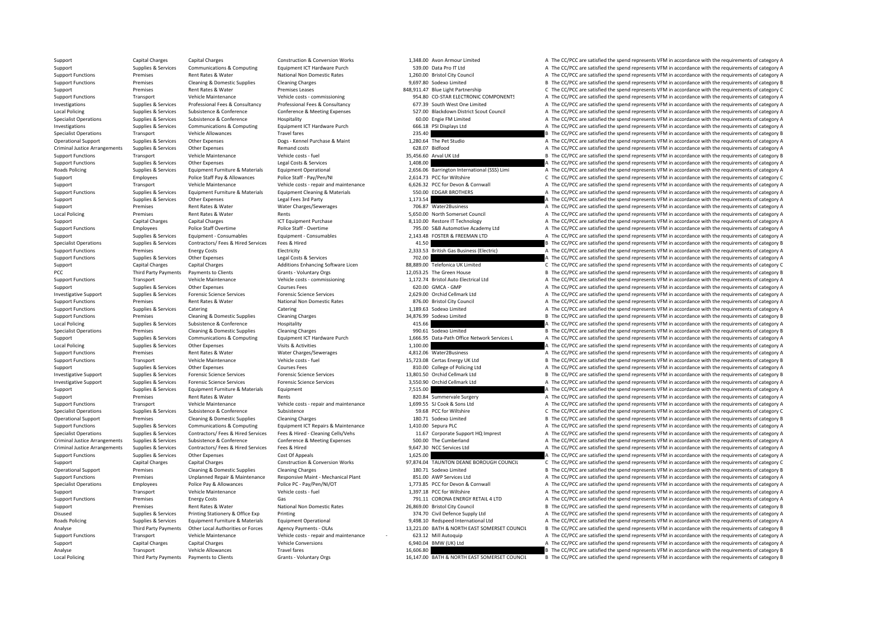| | | | | | | |
|---|---|---|---|---|---|---|
| Support | Capital Charges | Capital Charges | Construction & Conversion Works | 1,348.00 | Avon Armour Limited | A The CC/PCC are satisfied the spend represents VFM in accordance with the requirements of category A |
| Support | Supplies & Services | Communications & Computing | Equipment ICT Hardware Purch | 539.00 | Data Pro IT Ltd | A The CC/PCC are satisfied the spend represents VFM in accordance with the requirements of category A |
| Support Functions | Premises | Rent Rates & Water | National Non Domestic Rates | 1,260.00 | Bristol City Council | A The CC/PCC are satisfied the spend represents VFM in accordance with the requirements of category A |
| Support Functions | Premises | Cleaning & Domestic Supplies | Cleaning Charges | 9,697.80 | Sodexo Limited | B The CC/PCC are satisfied the spend represents VFM in accordance with the requirements of category B |
| Support | Premises | Rent Rates & Water | Premises Leases | 848,911.47 | Blue Light Partnership | C The CC/PCC are satisfied the spend represents VFM in accordance with the requirements of category C |
| Support Functions | Transport | Vehicle Maintenance | Vehicle costs - commissioning | 954.80 | CO-STAR ELECTRONIC COMPONENTS | A The CC/PCC are satisfied the spend represents VFM in accordance with the requirements of category A |
| Investigations | Supplies & Services | Professional Fees & Consultancy | Professional Fees & Consultancy | 677.39 | South West One Limited | A The CC/PCC are satisfied the spend represents VFM in accordance with the requirements of category A |
| Local Policing | Supplies & Services | Subsistence & Conference | Conference & Meeting Expenses | 527.00 | Blackdown District Scout Council | A The CC/PCC are satisfied the spend represents VFM in accordance with the requirements of category A |
| Specialist Operations | Supplies & Services | Subsistence & Conference | Hospitality | 60.00 | Engie FM Limited | A The CC/PCC are satisfied the spend represents VFM in accordance with the requirements of category A |
| Investigations | Supplies & Services | Communications & Computing | Equipment ICT Hardware Purch | 666.18 | PSI Displays Ltd | A The CC/PCC are satisfied the spend represents VFM in accordance with the requirements of category A |
| Specialist Operations | Transport | Vehicle Allowances | Travel fares | 235.40 | | B The CC/PCC are satisfied the spend represents VFM in accordance with the requirements of category B |
| Operational Support | Supplies & Services | Other Expenses | Dogs - Kennel Purchase & Maint | 1,280.64 | The Pet Studio | A The CC/PCC are satisfied the spend represents VFM in accordance with the requirements of category A |
| Criminal Justice Arrangements | Supplies & Services | Other Expenses | Remand costs | 628.07 | Bidfood | A The CC/PCC are satisfied the spend represents VFM in accordance with the requirements of category A |
| Support Functions | Transport | Vehicle Maintenance | Vehicle costs - fuel | 35,456.60 | Arval UK Ltd | B The CC/PCC are satisfied the spend represents VFM in accordance with the requirements of category B |
| Support Functions | Supplies & Services | Other Expenses | Legal Costs & Services | 1,408.00 | | A The CC/PCC are satisfied the spend represents VFM in accordance with the requirements of category A |
| Roads Policing | Supplies & Services | Equipment Furniture & Materials | Equipment Operational | 2,656.06 | Barrington International (SSS) Limi | A The CC/PCC are satisfied the spend represents VFM in accordance with the requirements of category A |
| Support | Employees | Police Staff Pay & Allowances | Police Staff - Pay/Pen/NI | 2,614.73 | PCC for Wiltshire | C The CC/PCC are satisfied the spend represents VFM in accordance with the requirements of category C |
| Support | Transport | Vehicle Maintenance | Vehicle costs - repair and maintenance | 6,626.32 | PCC for Devon & Cornwall | A The CC/PCC are satisfied the spend represents VFM in accordance with the requirements of category A |
| Support Functions | Supplies & Services | Equipment Furniture & Materials | Equipment Cleaning & Materials | 550.00 | EDGAR BROTHERS | A The CC/PCC are satisfied the spend represents VFM in accordance with the requirements of category A |
| Support | Supplies & Services | Other Expenses | Legal Fees 3rd Party | 1,173.54 | | A The CC/PCC are satisfied the spend represents VFM in accordance with the requirements of category A |
| Support | Premises | Rent Rates & Water | Water Charges/Sewerages | 706.87 | Water2Business | A The CC/PCC are satisfied the spend represents VFM in accordance with the requirements of category A |
| Local Policing | Premises | Rent Rates & Water | Rents | 5,650.00 | North Somerset Council | A The CC/PCC are satisfied the spend represents VFM in accordance with the requirements of category A |
| Support | Capital Charges | Capital Charges | ICT Equipment Purchase | 8,110.00 | Restore IT Technology | A The CC/PCC are satisfied the spend represents VFM in accordance with the requirements of category A |
| Support Functions | Employees | Police Staff Overtime | Police Staff - Overtime | 795.00 | S&B Automotive Academy Ltd | A The CC/PCC are satisfied the spend represents VFM in accordance with the requirements of category A |
| Support | Supplies & Services | Equipment - Consumables | Equipment - Consumables | 2,143.48 | FOSTER & FREEMAN LTD | A The CC/PCC are satisfied the spend represents VFM in accordance with the requirements of category A |
| Specialist Operations | Supplies & Services | Contractors/ Fees & Hired Services | Fees & Hired | 41.50 | | B The CC/PCC are satisfied the spend represents VFM in accordance with the requirements of category B |
| Support Functions | Premises | Energy Costs | Electricity | 2,333.53 | British Gas Business (Electric) | A The CC/PCC are satisfied the spend represents VFM in accordance with the requirements of category A |
| Support Functions | Supplies & Services | Other Expenses | Legal Costs & Services | 702.00 | | A The CC/PCC are satisfied the spend represents VFM in accordance with the requirements of category A |
| Support | Capital Charges | Capital Charges | Additions Enhancing Software Licen | 88,889.00 | Telefonica UK Limited | C The CC/PCC are satisfied the spend represents VFM in accordance with the requirements of category C |
| PCC | Third Party Payments | Payments to Clients | Grants - Voluntary Orgs | 12,053.25 | The Green House | B The CC/PCC are satisfied the spend represents VFM in accordance with the requirements of category B |
| Support Functions | Transport | Vehicle Maintenance | Vehicle costs - commissioning | 1,172.74 | Bristol Auto Electrical Ltd | A The CC/PCC are satisfied the spend represents VFM in accordance with the requirements of category A |
| Support | Supplies & Services | Other Expenses | Courses Fees | 620.00 | GMCA - GMP | A The CC/PCC are satisfied the spend represents VFM in accordance with the requirements of category A |
| Investigative Support | Supplies & Services | Forensic Science Services | Forensic Science Services | 2,629.00 | Orchid Cellmark Ltd | A The CC/PCC are satisfied the spend represents VFM in accordance with the requirements of category A |
| Support Functions | Premises | Rent Rates & Water | National Non Domestic Rates | 876.00 | Bristol City Council | A The CC/PCC are satisfied the spend represents VFM in accordance with the requirements of category A |
| Support Functions | Supplies & Services | Catering | Catering | 1,189.63 | Sodexo Limited | A The CC/PCC are satisfied the spend represents VFM in accordance with the requirements of category A |
| Support Functions | Premises | Cleaning & Domestic Supplies | Cleaning Charges | 34,876.99 | Sodexo Limited | B The CC/PCC are satisfied the spend represents VFM in accordance with the requirements of category B |
| Local Policing | Supplies & Services | Subsistence & Conference | Hospitality | 415.66 | | A The CC/PCC are satisfied the spend represents VFM in accordance with the requirements of category A |
| Specialist Operations | Premises | Cleaning & Domestic Supplies | Cleaning Charges | 990.61 | Sodexo Limited | B The CC/PCC are satisfied the spend represents VFM in accordance with the requirements of category B |
| Support | Supplies & Services | Communications & Computing | Equipment ICT Hardware Purch | 1,666.95 | Data-Path Office Network Services L | A The CC/PCC are satisfied the spend represents VFM in accordance with the requirements of category A |
| Local Policing | Supplies & Services | Other Expenses | Visits & Activities | 1,100.00 | | A The CC/PCC are satisfied the spend represents VFM in accordance with the requirements of category A |
| Support Functions | Premises | Rent Rates & Water | Water Charges/Sewerages | 4,812.06 | Water2Business | A The CC/PCC are satisfied the spend represents VFM in accordance with the requirements of category A |
| Support Functions | Transport | Vehicle Maintenance | Vehicle costs - fuel | 15,723.08 | Certas Energy UK Ltd | B The CC/PCC are satisfied the spend represents VFM in accordance with the requirements of category B |
| Support | Supplies & Services | Other Expenses | Courses Fees | 810.00 | College of Policing Ltd | A The CC/PCC are satisfied the spend represents VFM in accordance with the requirements of category A |
| Investigative Support | Supplies & Services | Forensic Science Services | Forensic Science Services | 13,801.50 | Orchid Cellmark Ltd | B The CC/PCC are satisfied the spend represents VFM in accordance with the requirements of category B |
| Investigative Support | Supplies & Services | Forensic Science Services | Forensic Science Services | 3,550.90 | Orchid Cellmark Ltd | A The CC/PCC are satisfied the spend represents VFM in accordance with the requirements of category A |
| Support | Supplies & Services | Equipment Furniture & Materials | Equipment | 7,515.00 | | A The CC/PCC are satisfied the spend represents VFM in accordance with the requirements of category A |
| Support | Premises | Rent Rates & Water | Rents | 820.84 | Summervale Surgery | A The CC/PCC are satisfied the spend represents VFM in accordance with the requirements of category A |
| Support Functions | Transport | Vehicle Maintenance | Vehicle costs - repair and maintenance | 1,699.55 | SJ Cook & Sons Ltd | A The CC/PCC are satisfied the spend represents VFM in accordance with the requirements of category A |
| Specialist Operations | Supplies & Services | Subsistence & Conference | Subsistence | 59.68 | PCC for Wiltshire | C The CC/PCC are satisfied the spend represents VFM in accordance with the requirements of category C |
| Operational Support | Premises | Cleaning & Domestic Supplies | Cleaning Charges | 180.71 | Sodexo Limited | B The CC/PCC are satisfied the spend represents VFM in accordance with the requirements of category B |
| Support Functions | Supplies & Services | Communications & Computing | Equipment ICT Repairs & Maintenance | 1,410.00 | Sepura PLC | A The CC/PCC are satisfied the spend represents VFM in accordance with the requirements of category A |
| Specialist Operations | Supplies & Services | Contractors/ Fees & Hired Services | Fees & Hired - Cleaning Cells/Vehs | 11.67 | Corporate Support HQ Imprest | A The CC/PCC are satisfied the spend represents VFM in accordance with the requirements of category A |
| Criminal Justice Arrangements | Supplies & Services | Subsistence & Conference | Conference & Meeting Expenses | 500.00 | The Cumberland | A The CC/PCC are satisfied the spend represents VFM in accordance with the requirements of category A |
| Criminal Justice Arrangements | Supplies & Services | Contractors/ Fees & Hired Services | Fees & Hired | 9,647.30 | NCC Services Ltd | A The CC/PCC are satisfied the spend represents VFM in accordance with the requirements of category A |
| Support Functions | Supplies & Services | Other Expenses | Cost Of Appeals | 1,625.00 | | A The CC/PCC are satisfied the spend represents VFM in accordance with the requirements of category A |
| Support | Capital Charges | Capital Charges | Construction & Conversion Works | 97,874.04 | TAUNTON DEANE BOROUGH COUNCIL | C The CC/PCC are satisfied the spend represents VFM in accordance with the requirements of category C |
| Operational Support | Premises | Cleaning & Domestic Supplies | Cleaning Charges | 180.71 | Sodexo Limited | B The CC/PCC are satisfied the spend represents VFM in accordance with the requirements of category B |
| Support Functions | Premises | Unplanned Repair & Maintenance | Responsive Maint - Mechanical Plant | 851.00 | AWP Services Ltd | A The CC/PCC are satisfied the spend represents VFM in accordance with the requirements of category A |
| Specialist Operations | Employees | Police Pay & Allowances | Police PC - Pay/Pen/NI/OT | 1,773.85 | PCC for Devon & Cornwall | A The CC/PCC are satisfied the spend represents VFM in accordance with the requirements of category A |
| Support | Transport | Vehicle Maintenance | Vehicle costs - fuel | 1,397.18 | PCC for Wiltshire | A The CC/PCC are satisfied the spend represents VFM in accordance with the requirements of category A |
| Support Functions | Premises | Energy Costs | Gas | 791.11 | CORONA ENERGY RETAIL 4 LTD | A The CC/PCC are satisfied the spend represents VFM in accordance with the requirements of category A |
| Support | Premises | Rent Rates & Water | National Non Domestic Rates | 26,869.00 | Bristol City Council | B The CC/PCC are satisfied the spend represents VFM in accordance with the requirements of category B |
| Disused | Supplies & Services | Printing Stationery & Office Exp | Printing | 374.70 | Civil Defence Supply Ltd | A The CC/PCC are satisfied the spend represents VFM in accordance with the requirements of category A |
| Roads Policing | Supplies & Services | Equipment Furniture & Materials | Equipment Operational | 9,498.10 | Redspeed International Ltd | A The CC/PCC are satisfied the spend represents VFM in accordance with the requirements of category A |
| Analyse | Third Party Payments | Other Local Authorities or Forces | Agency Payments - OLAs | 13,221.00 | BATH & NORTH EAST SOMERSET COUNCIL | B The CC/PCC are satisfied the spend represents VFM in accordance with the requirements of category B |
| Support Functions | Transport | Vehicle Maintenance | Vehicle costs - repair and maintenance | - 623.12 | Mill Autoquip | A The CC/PCC are satisfied the spend represents VFM in accordance with the requirements of category A |
| Support | Capital Charges | Capital Charges | Vehicle Conversions | 6,940.04 | BMW (UK) Ltd | A The CC/PCC are satisfied the spend represents VFM in accordance with the requirements of category A |
| Analyse | Transport | Vehicle Allowances | Travel fares | 16,606.80 | | B The CC/PCC are satisfied the spend represents VFM in accordance with the requirements of category B |
| Local Policing | Third Party Payments | Payments to Clients | Grants - Voluntary Orgs | 16,147.00 | BATH & NORTH EAST SOMERSET COUNCIL | B The CC/PCC are satisfied the spend represents VFM in accordance with the requirements of category B |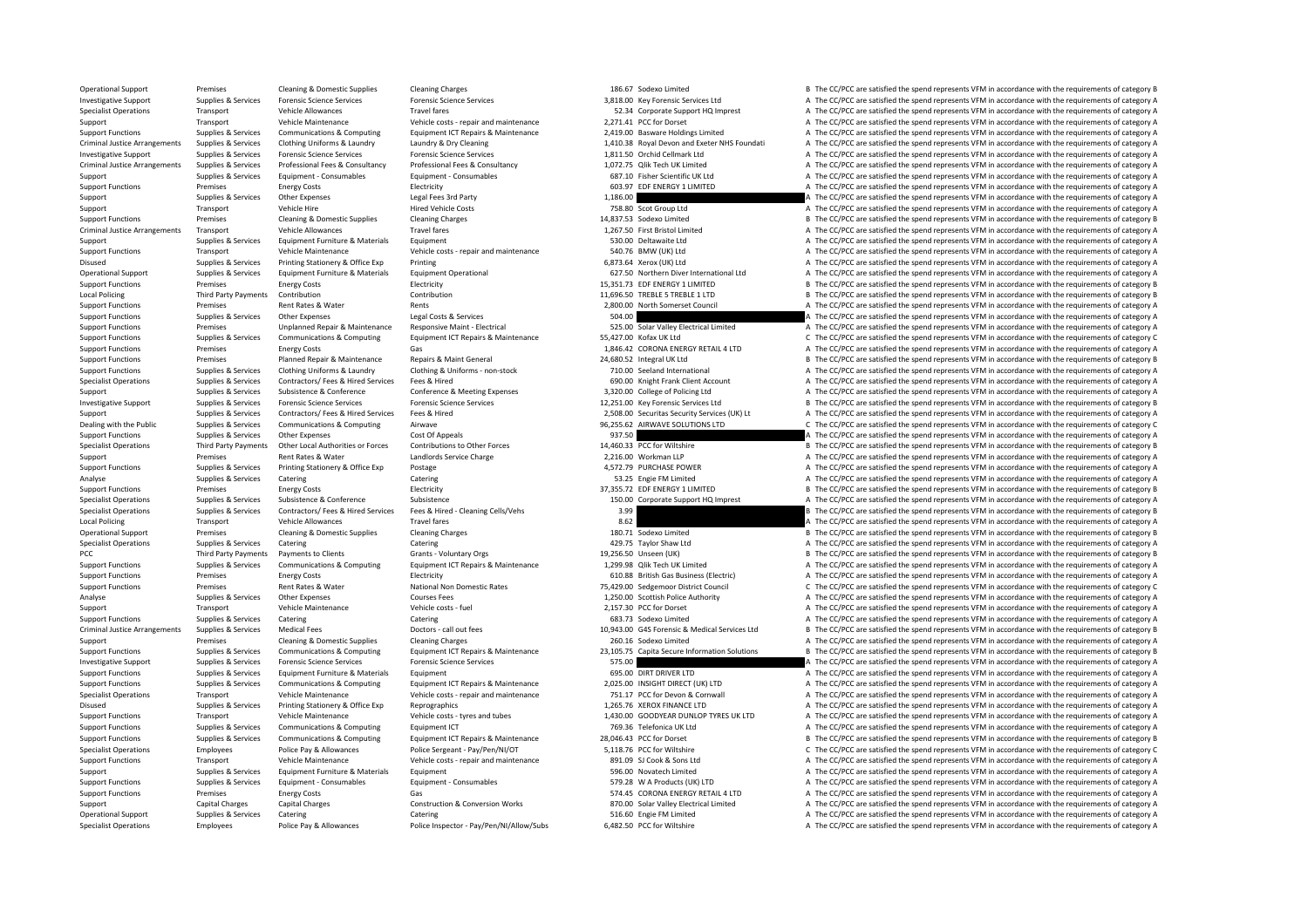| | | | | | | | |
|---|---|---|---|---|---|---|---|
| Operational Support | Premises | Cleaning & Domestic Supplies | Cleaning Charges | 186.67 | Sodexo Limited | B | The CC/PCC are satisfied the spend represents VFM in accordance with the requirements of category B |
| Investigative Support | Supplies & Services | Forensic Science Services | Forensic Science Services | 3,818.00 | Key Forensic Services Ltd | A | The CC/PCC are satisfied the spend represents VFM in accordance with the requirements of category A |
| Specialist Operations | Transport | Vehicle Allowances | Travel fares | 52.34 | Corporate Support HQ Imprest | A | The CC/PCC are satisfied the spend represents VFM in accordance with the requirements of category A |
| Support | Transport | Vehicle Maintenance | Vehicle costs - repair and maintenance | 2,271.41 | PCC for Dorset | A | The CC/PCC are satisfied the spend represents VFM in accordance with the requirements of category A |
| Support Functions | Supplies & Services | Communications & Computing | Equipment ICT Repairs & Maintenance | 2,419.00 | Basware Holdings Limited | A | The CC/PCC are satisfied the spend represents VFM in accordance with the requirements of category A |
| Criminal Justice Arrangements | Supplies & Services | Clothing Uniforms & Laundry | Laundry & Dry Cleaning | 1,410.38 | Royal Devon and Exeter NHS Foundati | A | The CC/PCC are satisfied the spend represents VFM in accordance with the requirements of category A |
| Investigative Support | Supplies & Services | Forensic Science Services | Forensic Science Services | 1,811.50 | Orchid Cellmark Ltd | A | The CC/PCC are satisfied the spend represents VFM in accordance with the requirements of category A |
| Criminal Justice Arrangements | Supplies & Services | Professional Fees & Consultancy | Professional Fees & Consultancy | 1,072.75 | Qlik Tech UK Limited | A | The CC/PCC are satisfied the spend represents VFM in accordance with the requirements of category A |
| Support | Supplies & Services | Equipment - Consumables | Equipment - Consumables | 687.10 | Fisher Scientific UK Ltd | A | The CC/PCC are satisfied the spend represents VFM in accordance with the requirements of category A |
| Support Functions | Premises | Energy Costs | Electricity | 603.97 | EDF ENERGY 1 LIMITED | A | The CC/PCC are satisfied the spend represents VFM in accordance with the requirements of category A |
| Support | Supplies & Services | Other Expenses | Legal Fees 3rd Party | 1,186.00 | | A | The CC/PCC are satisfied the spend represents VFM in accordance with the requirements of category A |
| Support | Transport | Vehicle Hire | Hired Vehicle Costs | 758.80 | Scot Group Ltd | A | The CC/PCC are satisfied the spend represents VFM in accordance with the requirements of category A |
| Support Functions | Premises | Cleaning & Domestic Supplies | Cleaning Charges | 14,837.53 | Sodexo Limited | B | The CC/PCC are satisfied the spend represents VFM in accordance with the requirements of category B |
| Criminal Justice Arrangements | Transport | Vehicle Allowances | Travel fares | 1,267.50 | First Bristol Limited | A | The CC/PCC are satisfied the spend represents VFM in accordance with the requirements of category A |
| Support | Supplies & Services | Equipment Furniture & Materials | Equipment | 530.00 | Deltawaite Ltd | A | The CC/PCC are satisfied the spend represents VFM in accordance with the requirements of category A |
| Support Functions | Transport | Vehicle Maintenance | Vehicle costs - repair and maintenance | 540.76 | BMW (UK) Ltd | A | The CC/PCC are satisfied the spend represents VFM in accordance with the requirements of category A |
| Disused | Supplies & Services | Printing Stationery & Office Exp | Printing | 6,873.64 | Xerox (UK) Ltd | A | The CC/PCC are satisfied the spend represents VFM in accordance with the requirements of category A |
| Operational Support | Supplies & Services | Equipment Furniture & Materials | Equipment Operational | 627.50 | Northern Diver International Ltd | A | The CC/PCC are satisfied the spend represents VFM in accordance with the requirements of category A |
| Support Functions | Premises | Energy Costs | Electricity | 15,351.73 | EDF ENERGY 1 LIMITED | B | The CC/PCC are satisfied the spend represents VFM in accordance with the requirements of category B |
| Local Policing | Third Party Payments | Contribution | Contribution | 11,696.50 | TREBLE 5 TREBLE 1 LTD | B | The CC/PCC are satisfied the spend represents VFM in accordance with the requirements of category B |
| Support Functions | Premises | Rent Rates & Water | Rents | 2,800.00 | North Somerset Council | A | The CC/PCC are satisfied the spend represents VFM in accordance with the requirements of category A |
| Support Functions | Supplies & Services | Other Expenses | Legal Costs & Services | 504.00 | | A | The CC/PCC are satisfied the spend represents VFM in accordance with the requirements of category A |
| Support Functions | Premises | Unplanned Repair & Maintenance | Responsive Maint - Electrical | 525.00 | Solar Valley Electrical Limited | A | The CC/PCC are satisfied the spend represents VFM in accordance with the requirements of category A |
| Support Functions | Supplies & Services | Communications & Computing | Equipment ICT Repairs & Maintenance | 55,427.00 | Kofax UK Ltd | C | The CC/PCC are satisfied the spend represents VFM in accordance with the requirements of category C |
| Support Functions | Premises | Energy Costs | Gas | 1,846.42 | CORONA ENERGY RETAIL 4 LTD | A | The CC/PCC are satisfied the spend represents VFM in accordance with the requirements of category A |
| Support Functions | Premises | Planned Repair & Maintenance | Repairs & Maint General | 24,680.52 | Integral UK Ltd | B | The CC/PCC are satisfied the spend represents VFM in accordance with the requirements of category B |
| Support Functions | Supplies & Services | Clothing Uniforms & Laundry | Clothing & Uniforms - non-stock | 710.00 | Seeland International | A | The CC/PCC are satisfied the spend represents VFM in accordance with the requirements of category A |
| Specialist Operations | Supplies & Services | Contractors/ Fees & Hired Services | Fees & Hired | 690.00 | Knight Frank Client Account | A | The CC/PCC are satisfied the spend represents VFM in accordance with the requirements of category A |
| Support | Supplies & Services | Subsistence & Conference | Conference & Meeting Expenses | 3,320.00 | College of Policing Ltd | A | The CC/PCC are satisfied the spend represents VFM in accordance with the requirements of category A |
| Investigative Support | Supplies & Services | Forensic Science Services | Forensic Science Services | 12,251.00 | Key Forensic Services Ltd | B | The CC/PCC are satisfied the spend represents VFM in accordance with the requirements of category B |
| Support | Supplies & Services | Contractors/ Fees & Hired Services | Fees & Hired | 2,508.00 | Securitas Security Services (UK) Lt | A | The CC/PCC are satisfied the spend represents VFM in accordance with the requirements of category A |
| Dealing with the Public | Supplies & Services | Communications & Computing | Airwave | 96,255.62 | AIRWAVE SOLUTIONS LTD | C | The CC/PCC are satisfied the spend represents VFM in accordance with the requirements of category C |
| Support Functions | Supplies & Services | Other Expenses | Cost Of Appeals | 937.50 | | A | The CC/PCC are satisfied the spend represents VFM in accordance with the requirements of category A |
| Specialist Operations | Third Party Payments | Other Local Authorities or Forces | Contributions to Other Forces | 14,460.33 | PCC for Wiltshire | B | The CC/PCC are satisfied the spend represents VFM in accordance with the requirements of category B |
| Support | Premises | Rent Rates & Water | Landlords Service Charge | 2,216.00 | Workman LLP | A | The CC/PCC are satisfied the spend represents VFM in accordance with the requirements of category A |
| Support Functions | Supplies & Services | Printing Stationery & Office Exp | Postage | 4,572.79 | PURCHASE POWER | A | The CC/PCC are satisfied the spend represents VFM in accordance with the requirements of category A |
| Analyse | Supplies & Services | Catering | Catering | 53.25 | Engie FM Limited | A | The CC/PCC are satisfied the spend represents VFM in accordance with the requirements of category A |
| Support Functions | Premises | Energy Costs | Electricity | 37,355.72 | EDF ENERGY 1 LIMITED | B | The CC/PCC are satisfied the spend represents VFM in accordance with the requirements of category B |
| Specialist Operations | Supplies & Services | Subsistence & Conference | Subsistence | 150.00 | Corporate Support HQ Imprest | A | The CC/PCC are satisfied the spend represents VFM in accordance with the requirements of category A |
| Specialist Operations | Supplies & Services | Contractors/ Fees & Hired Services | Fees & Hired - Cleaning Cells/Vehs | 3.99 | | B | The CC/PCC are satisfied the spend represents VFM in accordance with the requirements of category B |
| Local Policing | Transport | Vehicle Allowances | Travel fares | 8.62 | | A | The CC/PCC are satisfied the spend represents VFM in accordance with the requirements of category A |
| Operational Support | Premises | Cleaning & Domestic Supplies | Cleaning Charges | 180.71 | Sodexo Limited | B | The CC/PCC are satisfied the spend represents VFM in accordance with the requirements of category B |
| Specialist Operations | Supplies & Services | Catering | Catering | 429.75 | Taylor Shaw Ltd | A | The CC/PCC are satisfied the spend represents VFM in accordance with the requirements of category A |
| PCC | Third Party Payments | Payments to Clients | Grants - Voluntary Orgs | 19,256.50 | Unseen (UK) | B | The CC/PCC are satisfied the spend represents VFM in accordance with the requirements of category B |
| Support Functions | Supplies & Services | Communications & Computing | Equipment ICT Repairs & Maintenance | 1,299.98 | Qlik Tech UK Limited | A | The CC/PCC are satisfied the spend represents VFM in accordance with the requirements of category A |
| Support Functions | Premises | Energy Costs | Electricity | 610.88 | British Gas Business (Electric) | A | The CC/PCC are satisfied the spend represents VFM in accordance with the requirements of category A |
| Support Functions | Premises | Rent Rates & Water | National Non Domestic Rates | 75,429.00 | Sedgemoor District Council | C | The CC/PCC are satisfied the spend represents VFM in accordance with the requirements of category C |
| Analyse | Supplies & Services | Other Expenses | Courses Fees | 1,250.00 | Scottish Police Authority | A | The CC/PCC are satisfied the spend represents VFM in accordance with the requirements of category A |
| Support | Transport | Vehicle Maintenance | Vehicle costs - fuel | 2,157.30 | PCC for Dorset | A | The CC/PCC are satisfied the spend represents VFM in accordance with the requirements of category A |
| Support Functions | Supplies & Services | Catering | Catering | 683.73 | Sodexo Limited | A | The CC/PCC are satisfied the spend represents VFM in accordance with the requirements of category A |
| Criminal Justice Arrangements | Supplies & Services | Medical Fees | Doctors - call out fees | 10,943.00 | G4S Forensic & Medical Services Ltd | B | The CC/PCC are satisfied the spend represents VFM in accordance with the requirements of category B |
| Support | Premises | Cleaning & Domestic Supplies | Cleaning Charges | 260.16 | Sodexo Limited | A | The CC/PCC are satisfied the spend represents VFM in accordance with the requirements of category A |
| Support Functions | Supplies & Services | Communications & Computing | Equipment ICT Repairs & Maintenance | 23,105.75 | Capita Secure Information Solutions | B | The CC/PCC are satisfied the spend represents VFM in accordance with the requirements of category B |
| Investigative Support | Supplies & Services | Forensic Science Services | Forensic Science Services | 575.00 | | A | The CC/PCC are satisfied the spend represents VFM in accordance with the requirements of category A |
| Support Functions | Supplies & Services | Equipment Furniture & Materials | Equipment | 695.00 | DIRT DRIVER LTD | A | The CC/PCC are satisfied the spend represents VFM in accordance with the requirements of category A |
| Support Functions | Supplies & Services | Communications & Computing | Equipment ICT Repairs & Maintenance | 2,025.00 | INSIGHT DIRECT (UK) LTD | A | The CC/PCC are satisfied the spend represents VFM in accordance with the requirements of category A |
| Specialist Operations | Transport | Vehicle Maintenance | Vehicle costs - repair and maintenance | 751.17 | PCC for Devon & Cornwall | A | The CC/PCC are satisfied the spend represents VFM in accordance with the requirements of category A |
| Disused | Supplies & Services | Printing Stationery & Office Exp | Reprographics | 1,265.76 | XEROX FINANCE LTD | A | The CC/PCC are satisfied the spend represents VFM in accordance with the requirements of category A |
| Support Functions | Transport | Vehicle Maintenance | Vehicle costs - tyres and tubes | 1,430.00 | GOODYEAR DUNLOP TYRES UK LTD | A | The CC/PCC are satisfied the spend represents VFM in accordance with the requirements of category A |
| Support Functions | Supplies & Services | Communications & Computing | Equipment ICT | 769.36 | Telefonica UK Ltd | A | The CC/PCC are satisfied the spend represents VFM in accordance with the requirements of category A |
| Support Functions | Supplies & Services | Communications & Computing | Equipment ICT Repairs & Maintenance | 28,046.43 | PCC for Dorset | B | The CC/PCC are satisfied the spend represents VFM in accordance with the requirements of category B |
| Specialist Operations | Employees | Police Pay & Allowances | Police Sergeant - Pay/Pen/NI/OT | 5,118.76 | PCC for Wiltshire | C | The CC/PCC are satisfied the spend represents VFM in accordance with the requirements of category C |
| Support Functions | Transport | Vehicle Maintenance | Vehicle costs - repair and maintenance | 891.09 | SJ Cook & Sons Ltd | A | The CC/PCC are satisfied the spend represents VFM in accordance with the requirements of category A |
| Support | Supplies & Services | Equipment Furniture & Materials | Equipment | 596.00 | Novatech Limited | A | The CC/PCC are satisfied the spend represents VFM in accordance with the requirements of category A |
| Support Functions | Supplies & Services | Equipment - Consumables | Equipment - Consumables | 579.28 | W A Products (UK) LTD | A | The CC/PCC are satisfied the spend represents VFM in accordance with the requirements of category A |
| Support Functions | Premises | Energy Costs | Gas | 574.45 | CORONA ENERGY RETAIL 4 LTD | A | The CC/PCC are satisfied the spend represents VFM in accordance with the requirements of category A |
| Support | Capital Charges | Capital Charges | Construction & Conversion Works | 870.00 | Solar Valley Electrical Limited | A | The CC/PCC are satisfied the spend represents VFM in accordance with the requirements of category A |
| Operational Support | Supplies & Services | Catering | Catering | 516.60 | Engie FM Limited | A | The CC/PCC are satisfied the spend represents VFM in accordance with the requirements of category A |
| Specialist Operations | Employees | Police Pay & Allowances | Police Inspector - Pay/Pen/NI/Allow/Subs | 6,482.50 | PCC for Wiltshire | A | The CC/PCC are satisfied the spend represents VFM in accordance with the requirements of category A |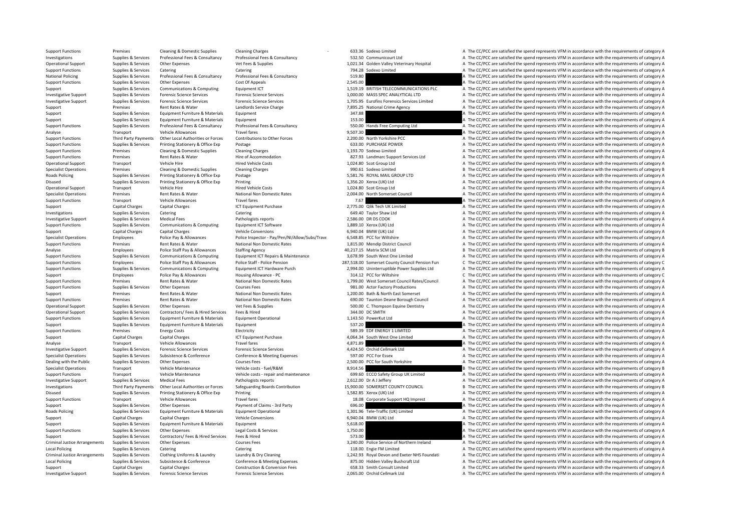| | | | | | | | |
|---|---|---|---|---|---|---|---|
| Support Functions | Premises | Cleaning & Domestic Supplies | Cleaning Charges | - | 633.36 | Sodexo Limited | A The CC/PCC are satisfied the spend represents VFM in accordance with the requirements of category A |
| Investigations | Supplies & Services | Professional Fees & Consultancy | Professional Fees & Consultancy | | 532.50 | Communicourt Ltd | A The CC/PCC are satisfied the spend represents VFM in accordance with the requirements of category A |
| Operational Support | Supplies & Services | Other Expenses | Vet Fees & Supplies | | 1,021.34 | Golden Valley Veterinary Hospital | A The CC/PCC are satisfied the spend represents VFM in accordance with the requirements of category A |
| Support Functions | Supplies & Services | Catering | Catering | | 794.28 | Sodexo Limited | A The CC/PCC are satisfied the spend represents VFM in accordance with the requirements of category A |
| National Policing | Supplies & Services | Professional Fees & Consultancy | Professional Fees & Consultancy | | 519.80 | | A The CC/PCC are satisfied the spend represents VFM in accordance with the requirements of category A |
| Support Functions | Supplies & Services | Other Expenses | Cost Of Appeals | | 2,545.00 | | A The CC/PCC are satisfied the spend represents VFM in accordance with the requirements of category A |
| Support | Supplies & Services | Communications & Computing | Equipment ICT | | 1,519.19 | BRITISH TELECOMMUNICATIONS PLC | A The CC/PCC are satisfied the spend represents VFM in accordance with the requirements of category A |
| Investigative Support | Supplies & Services | Forensic Science Services | Forensic Science Services | | 1,000.00 | MASS SPEC ANALYTICAL LTD | A The CC/PCC are satisfied the spend represents VFM in accordance with the requirements of category A |
| Investigative Support | Supplies & Services | Forensic Science Services | Forensic Science Services | | 1,705.95 | Eurofins Forensics Services Limited | A The CC/PCC are satisfied the spend represents VFM in accordance with the requirements of category A |
| Support | Premises | Rent Rates & Water | Landlords Service Charge | | 7,895.25 | National Crime Agency | A The CC/PCC are satisfied the spend represents VFM in accordance with the requirements of category A |
| Support | Supplies & Services | Equipment Furniture & Materials | Equipment | | 347.88 | | A The CC/PCC are satisfied the spend represents VFM in accordance with the requirements of category A |
| Support | Supplies & Services | Equipment Furniture & Materials | Equipment | | 153.00 | | A The CC/PCC are satisfied the spend represents VFM in accordance with the requirements of category A |
| Support Functions | Supplies & Services | Professional Fees & Consultancy | Professional Fees & Consultancy | | 550.00 | Hands Free Computing Ltd | A The CC/PCC are satisfied the spend represents VFM in accordance with the requirements of category A |
| Analyse | Transport | Vehicle Allowances | Travel fares | | 9,507.30 | | A The CC/PCC are satisfied the spend represents VFM in accordance with the requirements of category A |
| Support Functions | Third Party Payments | Other Local Authorities or Forces | Contributions to Other Forces | | 2,200.00 | North Yorkshire PCC | A The CC/PCC are satisfied the spend represents VFM in accordance with the requirements of category A |
| Support Functions | Supplies & Services | Printing Stationery & Office Exp | Postage | | 633.00 | PURCHASE POWER | A The CC/PCC are satisfied the spend represents VFM in accordance with the requirements of category A |
| Support Functions | Premises | Cleaning & Domestic Supplies | Cleaning Charges | | 1,193.70 | Sodexo Limited | A The CC/PCC are satisfied the spend represents VFM in accordance with the requirements of category A |
| Support Functions | Premises | Rent Rates & Water | Hire of Accommodation | | 827.93 | Landmarc Support Services Ltd | A The CC/PCC are satisfied the spend represents VFM in accordance with the requirements of category A |
| Operational Support | Transport | Vehicle Hire | Hired Vehicle Costs | | 1,024.80 | Scot Group Ltd | A The CC/PCC are satisfied the spend represents VFM in accordance with the requirements of category A |
| Specialist Operations | Premises | Cleaning & Domestic Supplies | Cleaning Charges | | 990.61 | Sodexo Limited | B The CC/PCC are satisfied the spend represents VFM in accordance with the requirements of category B |
| Roads Policing | Supplies & Services | Printing Stationery & Office Exp | Postage | | 5,581.76 | ROYAL MAIL GROUP LTD | A The CC/PCC are satisfied the spend represents VFM in accordance with the requirements of category A |
| Disused | Supplies & Services | Printing Stationery & Office Exp | Printing | | 1,356.20 | Xerox (UK) Ltd | A The CC/PCC are satisfied the spend represents VFM in accordance with the requirements of category A |
| Operational Support | Transport | Vehicle Hire | Hired Vehicle Costs | | 1,024.80 | Scot Group Ltd | A The CC/PCC are satisfied the spend represents VFM in accordance with the requirements of category A |
| Specialist Operations | Premises | Rent Rates & Water | National Non Domestic Rates | | 2,004.00 | North Somerset Council | A The CC/PCC are satisfied the spend represents VFM in accordance with the requirements of category A |
| Support Functions | Transport | Vehicle Allowances | Travel fares | | 7.67 | | A The CC/PCC are satisfied the spend represents VFM in accordance with the requirements of category A |
| Support | Capital Charges | Capital Charges | ICT Equipment Purchase | | 2,775.00 | Qlik Tech UK Limited | A The CC/PCC are satisfied the spend represents VFM in accordance with the requirements of category A |
| Investigations | Supplies & Services | Catering | Catering | | 649.40 | Taylor Shaw Ltd | A The CC/PCC are satisfied the spend represents VFM in accordance with the requirements of category A |
| Investigative Support | Supplies & Services | Medical Fees | Pathologists reports | | 2,586.00 | DR DS COOK | A The CC/PCC are satisfied the spend represents VFM in accordance with the requirements of category A |
| Support Functions | Supplies & Services | Communications & Computing | Equipment ICT Software | | 1,889.10 | Xerox (UK) Ltd | A The CC/PCC are satisfied the spend represents VFM in accordance with the requirements of category A |
| Support | Capital Charges | Capital Charges | Vehicle Conversions | | 6,940.04 | BMW (UK) Ltd | A The CC/PCC are satisfied the spend represents VFM in accordance with the requirements of category A |
| Specialist Operations | Employees | Police Pay & Allowances | Police Inspector - Pay/Pen/NI/Allow/Subs/Trave | | 6,548.85 | PCC for Wiltshire | A The CC/PCC are satisfied the spend represents VFM in accordance with the requirements of category A |
| Support Functions | Premises | Rent Rates & Water | National Non Domestic Rates | | 1,815.00 | Mendip District Council | A The CC/PCC are satisfied the spend represents VFM in accordance with the requirements of category A |
| Analyse | Employees | Police Staff Pay & Allowances | Staffing Agency | | 40,217.15 | Matrix SCM Ltd | B The CC/PCC are satisfied the spend represents VFM in accordance with the requirements of category B |
| Support Functions | Supplies & Services | Communications & Computing | Equipment ICT Repairs & Maintenance | | 3,678.99 | South West One Limited | A The CC/PCC are satisfied the spend represents VFM in accordance with the requirements of category A |
| Support Functions | Employees | Police Staff Pay & Allowances | Police Staff - Police Pension | | 287,518.00 | Somerset County Council Pension Fun | C The CC/PCC are satisfied the spend represents VFM in accordance with the requirements of category C |
| Support Functions | Supplies & Services | Communications & Computing | Equipment ICT Hardware Purch | | 2,994.00 | Uninterruptible Power Supplies Ltd | A The CC/PCC are satisfied the spend represents VFM in accordance with the requirements of category A |
| Support | Employees | Police Pay & Allowances | Housing Allowance - PC | | 314.12 | PCC for Wiltshire | C The CC/PCC are satisfied the spend represents VFM in accordance with the requirements of category C |
| Support Functions | Premises | Rent Rates & Water | National Non Domestic Rates | | 1,799.00 | West Somerset Council Rates/Council | A The CC/PCC are satisfied the spend represents VFM in accordance with the requirements of category A |
| Support Functions | Supplies & Services | Other Expenses | Courses Fees | | 981.00 | Actor Factory Productions | A The CC/PCC are satisfied the spend represents VFM in accordance with the requirements of category A |
| Support | Premises | Rent Rates & Water | National Non Domestic Rates | | 1,200.00 | Bath & North East Somerset | A The CC/PCC are satisfied the spend represents VFM in accordance with the requirements of category A |
| Support Functions | Premises | Rent Rates & Water | National Non Domestic Rates | | 690.00 | Taunton Deane Borough Council | A The CC/PCC are satisfied the spend represents VFM in accordance with the requirements of category A |
| Operational Support | Supplies & Services | Other Expenses | Vet Fees & Supplies | | 500.00 | C. Thompson Equine Dentistry | A The CC/PCC are satisfied the spend represents VFM in accordance with the requirements of category A |
| Operational Support | Supplies & Services | Contractors/ Fees & Hired Services | Fees & Hired | | 344.00 | DC SMITH | A The CC/PCC are satisfied the spend represents VFM in accordance with the requirements of category A |
| Support Functions | Supplies & Services | Equipment Furniture & Materials | Equipment Operational | | 1,143.50 | PowerKut Ltd | A The CC/PCC are satisfied the spend represents VFM in accordance with the requirements of category A |
| Support | Supplies & Services | Equipment Furniture & Materials | Equipment | | 537.20 | | A The CC/PCC are satisfied the spend represents VFM in accordance with the requirements of category A |
| Support Functions | Premises | Energy Costs | Electricity | | 589.39 | EDF ENERGY 1 LIMITED | A The CC/PCC are satisfied the spend represents VFM in accordance with the requirements of category A |
| Support | Capital Charges | Capital Charges | ICT Equipment Purchase | | 4,064.34 | South West One Limited | A The CC/PCC are satisfied the spend represents VFM in accordance with the requirements of category A |
| Analyse | Transport | Vehicle Allowances | Travel fares | | 4,871.89 | | A The CC/PCC are satisfied the spend represents VFM in accordance with the requirements of category A |
| Investigative Support | Supplies & Services | Forensic Science Services | Forensic Science Services | | 4,424.50 | Orchid Cellmark Ltd | A The CC/PCC are satisfied the spend represents VFM in accordance with the requirements of category A |
| Specialist Operations | Supplies & Services | Subsistence & Conference | Conference & Meeting Expenses | | 597.00 | PCC For Essex | A The CC/PCC are satisfied the spend represents VFM in accordance with the requirements of category A |
| Dealing with the Public | Supplies & Services | Other Expenses | Courses Fees | | 2,500.00 | PCC for South Yorkshire | A The CC/PCC are satisfied the spend represents VFM in accordance with the requirements of category A |
| Specialist Operations | Transport | Vehicle Maintenance | Vehicle costs - fuel/R&M | | 8,914.56 | | B The CC/PCC are satisfied the spend represents VFM in accordance with the requirements of category B |
| Support Functions | Transport | Vehicle Maintenance | Vehicle costs - repair and maintenance | | 699.60 | ECCO Safety Group UK Limited | A The CC/PCC are satisfied the spend represents VFM in accordance with the requirements of category A |
| Investigative Support | Supplies & Services | Medical Fees | Pathologists reports | | 2,612.00 | Dr A J Jeffery | A The CC/PCC are satisfied the spend represents VFM in accordance with the requirements of category A |
| Investigations | Third Party Payments | Other Local Authorities or Forces | Safeguarding Boards Contribution | | 15,900.00 | SOMERSET COUNTY COUNCIL | B The CC/PCC are satisfied the spend represents VFM in accordance with the requirements of category B |
| Disused | Supplies & Services | Printing Stationery & Office Exp | Printing | | 1,582.85 | Xerox (UK) Ltd | A The CC/PCC are satisfied the spend represents VFM in accordance with the requirements of category A |
| Support Functions | Transport | Vehicle Allowances | Travel fares | | 18.08 | Corporate Support HQ Imprest | A The CC/PCC are satisfied the spend represents VFM in accordance with the requirements of category A |
| Support | Supplies & Services | Other Expenses | Payment of Claims - 3rd Party | | 696.00 | | A The CC/PCC are satisfied the spend represents VFM in accordance with the requirements of category A |
| Roads Policing | Supplies & Services | Equipment Furniture & Materials | Equipment Operational | | 1,301.96 | Tele-Traffic (UK) Limited | A The CC/PCC are satisfied the spend represents VFM in accordance with the requirements of category A |
| Support | Capital Charges | Capital Charges | Vehicle Conversions | | 6,940.04 | BMW (UK) Ltd | A The CC/PCC are satisfied the spend represents VFM in accordance with the requirements of category A |
| Support | Supplies & Services | Equipment Furniture & Materials | Equipment | | 5,618.00 | | A The CC/PCC are satisfied the spend represents VFM in accordance with the requirements of category A |
| Support Functions | Supplies & Services | Other Expenses | Legal Costs & Services | | 1,750.00 | | A The CC/PCC are satisfied the spend represents VFM in accordance with the requirements of category A |
| Support | Supplies & Services | Contractors/ Fees & Hired Services | Fees & Hired | | 573.00 | | A The CC/PCC are satisfied the spend represents VFM in accordance with the requirements of category A |
| Criminal Justice Arrangements | Supplies & Services | Other Expenses | Courses Fees | | 3,240.00 | Police Service of Northern Ireland | A The CC/PCC are satisfied the spend represents VFM in accordance with the requirements of category A |
| Local Policing | Supplies & Services | Catering | Catering | | 118.00 | Engie FM Limited | A The CC/PCC are satisfied the spend represents VFM in accordance with the requirements of category A |
| Criminal Justice Arrangements | Supplies & Services | Clothing Uniforms & Laundry | Laundry & Dry Cleaning | | 1,242.93 | Royal Devon and Exeter NHS Foundati | A The CC/PCC are satisfied the spend represents VFM in accordance with the requirements of category A |
| Local Policing | Supplies & Services | Subsistence & Conference | Conference & Meeting Expenses | | 875.00 | Hidden Valley Bushcraft Ltd | A The CC/PCC are satisfied the spend represents VFM in accordance with the requirements of category A |
| Support | Capital Charges | Capital Charges | Construction & Conversion Fees | | 658.33 | Smith Consult Limited | A The CC/PCC are satisfied the spend represents VFM in accordance with the requirements of category A |
| Investigative Support | Supplies & Services | Forensic Science Services | Forensic Science Services | | 2,065.00 | Orchid Cellmark Ltd | A The CC/PCC are satisfied the spend represents VFM in accordance with the requirements of category A |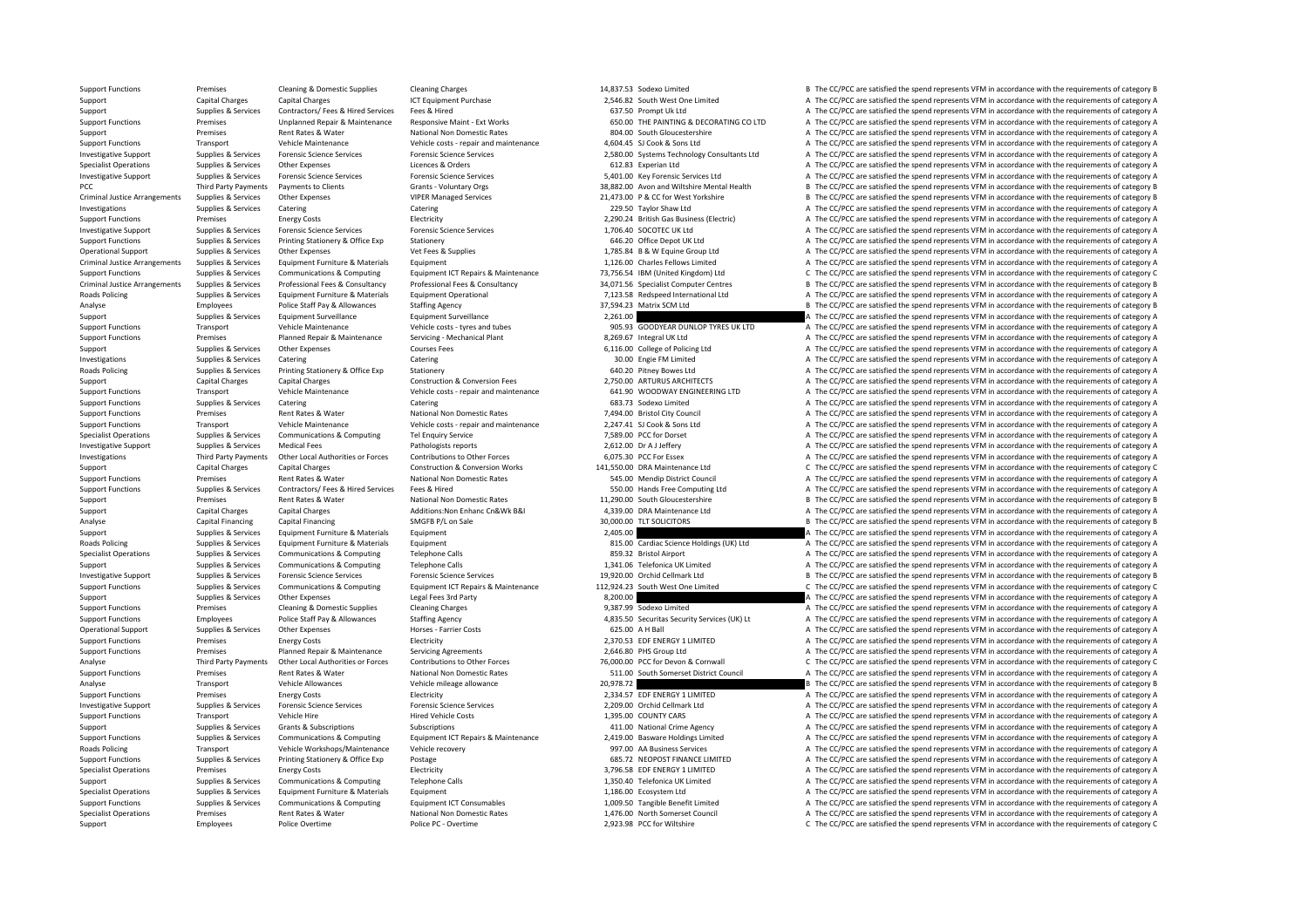| | | | | | | | |
|---|---|---|---|---|---|---|---|
| Support Functions | Premises | Cleaning & Domestic Supplies | Cleaning Charges | 14,837.53 | Sodexo Limited | B | The CC/PCC are satisfied the spend represents VFM in accordance with the requirements of category B |
| Support | Capital Charges | Capital Charges | ICT Equipment Purchase | 2,546.82 | South West One Limited | A | The CC/PCC are satisfied the spend represents VFM in accordance with the requirements of category A |
| Support | Supplies & Services | Contractors/ Fees & Hired Services | Fees & Hired | 637.50 | Prompt Uk Ltd | A | The CC/PCC are satisfied the spend represents VFM in accordance with the requirements of category A |
| Support Functions | Premises | Unplanned Repair & Maintenance | Responsive Maint - Ext Works | 650.00 | THE PAINTING & DECORATING CO LTD | A | The CC/PCC are satisfied the spend represents VFM in accordance with the requirements of category A |
| Support | Premises | Rent Rates & Water | National Non Domestic Rates | 804.00 | South Gloucestershire | A | The CC/PCC are satisfied the spend represents VFM in accordance with the requirements of category A |
| Support Functions | Transport | Vehicle Maintenance | Vehicle costs - repair and maintenance | 4,604.45 | SJ Cook & Sons Ltd | A | The CC/PCC are satisfied the spend represents VFM in accordance with the requirements of category A |
| Investigative Support | Supplies & Services | Forensic Science Services | Forensic Science Services | 2,580.00 | Systems Technology Consultants Ltd | A | The CC/PCC are satisfied the spend represents VFM in accordance with the requirements of category A |
| Specialist Operations | Supplies & Services | Other Expenses | Licences & Orders | 612.83 | Experian Ltd | A | The CC/PCC are satisfied the spend represents VFM in accordance with the requirements of category A |
| Investigative Support | Supplies & Services | Forensic Science Services | Forensic Science Services | 5,401.00 | Key Forensic Services Ltd | A | The CC/PCC are satisfied the spend represents VFM in accordance with the requirements of category A |
| PCC | Third Party Payments | Payments to Clients | Grants - Voluntary Orgs | 38,882.00 | Avon and Wiltshire Mental Health | B | The CC/PCC are satisfied the spend represents VFM in accordance with the requirements of category B |
| Criminal Justice Arrangements | Supplies & Services | Other Expenses | VIPER Managed Services | 21,473.00 | P & CC for West Yorkshire | B | The CC/PCC are satisfied the spend represents VFM in accordance with the requirements of category B |
| Investigations | Supplies & Services | Catering | Catering | 229.50 | Taylor Shaw Ltd | A | The CC/PCC are satisfied the spend represents VFM in accordance with the requirements of category A |
| Support Functions | Premises | Energy Costs | Electricity | 2,290.24 | British Gas Business (Electric) | A | The CC/PCC are satisfied the spend represents VFM in accordance with the requirements of category A |
| Investigative Support | Supplies & Services | Forensic Science Services | Forensic Science Services | 1,706.40 | SOCOTEC UK Ltd | A | The CC/PCC are satisfied the spend represents VFM in accordance with the requirements of category A |
| Support Functions | Supplies & Services | Printing Stationery & Office Exp | Stationery | 646.20 | Office Depot UK Ltd | A | The CC/PCC are satisfied the spend represents VFM in accordance with the requirements of category A |
| Operational Support | Supplies & Services | Other Expenses | Vet Fees & Supplies | 1,785.84 | B & W Equine Group Ltd | A | The CC/PCC are satisfied the spend represents VFM in accordance with the requirements of category A |
| Criminal Justice Arrangements | Supplies & Services | Equipment Furniture & Materials | Equipment | 1,126.00 | Charles Fellows Limited | A | The CC/PCC are satisfied the spend represents VFM in accordance with the requirements of category A |
| Support Functions | Supplies & Services | Communications & Computing | Equipment ICT Repairs & Maintenance | 73,756.54 | IBM (United Kingdom) Ltd | C | The CC/PCC are satisfied the spend represents VFM in accordance with the requirements of category C |
| Criminal Justice Arrangements | Supplies & Services | Professional Fees & Consultancy | Professional Fees & Consultancy | 34,071.56 | Specialist Computer Centres | B | The CC/PCC are satisfied the spend represents VFM in accordance with the requirements of category B |
| Roads Policing | Supplies & Services | Equipment Furniture & Materials | Equipment Operational | 7,123.58 | Redspeed International Ltd | A | The CC/PCC are satisfied the spend represents VFM in accordance with the requirements of category A |
| Analyse | Employees | Police Staff Pay & Allowances | Staffing Agency | 37,594.23 | Matrix SCM Ltd | B | The CC/PCC are satisfied the spend represents VFM in accordance with the requirements of category B |
| Support | Supplies & Services | Equipment Surveillance | Equipment Surveillance | 2,261.00 | | A | The CC/PCC are satisfied the spend represents VFM in accordance with the requirements of category A |
| Support Functions | Transport | Vehicle Maintenance | Vehicle costs - tyres and tubes | 905.93 | GOODYEAR DUNLOP TYRES UK LTD | A | The CC/PCC are satisfied the spend represents VFM in accordance with the requirements of category A |
| Support Functions | Premises | Planned Repair & Maintenance | Servicing - Mechanical Plant | 8,269.67 | Integral UK Ltd | A | The CC/PCC are satisfied the spend represents VFM in accordance with the requirements of category A |
| Support | Supplies & Services | Other Expenses | Courses Fees | 6,116.00 | College of Policing Ltd | A | The CC/PCC are satisfied the spend represents VFM in accordance with the requirements of category A |
| Investigations | Supplies & Services | Catering | Catering | 30.00 | Engie FM Limited | A | The CC/PCC are satisfied the spend represents VFM in accordance with the requirements of category A |
| Roads Policing | Supplies & Services | Printing Stationery & Office Exp | Stationery | 640.20 | Pitney Bowes Ltd | A | The CC/PCC are satisfied the spend represents VFM in accordance with the requirements of category A |
| Support | Capital Charges | Capital Charges | Construction & Conversion Fees | 2,750.00 | ARTURUS ARCHITECTS | A | The CC/PCC are satisfied the spend represents VFM in accordance with the requirements of category A |
| Support Functions | Transport | Vehicle Maintenance | Vehicle costs - repair and maintenance | 641.90 | WOODWAY ENGINEERING LTD | A | The CC/PCC are satisfied the spend represents VFM in accordance with the requirements of category A |
| Support Functions | Supplies & Services | Catering | Catering | 683.73 | Sodexo Limited | A | The CC/PCC are satisfied the spend represents VFM in accordance with the requirements of category A |
| Support Functions | Premises | Rent Rates & Water | National Non Domestic Rates | 7,494.00 | Bristol City Council | A | The CC/PCC are satisfied the spend represents VFM in accordance with the requirements of category A |
| Support Functions | Transport | Vehicle Maintenance | Vehicle costs - repair and maintenance | 2,247.41 | SJ Cook & Sons Ltd | A | The CC/PCC are satisfied the spend represents VFM in accordance with the requirements of category A |
| Specialist Operations | Supplies & Services | Communications & Computing | Tel Enquiry Service | 7,589.00 | PCC for Dorset | A | The CC/PCC are satisfied the spend represents VFM in accordance with the requirements of category A |
| Investigative Support | Supplies & Services | Medical Fees | Pathologists reports | 2,612.00 | Dr A J Jeffery | A | The CC/PCC are satisfied the spend represents VFM in accordance with the requirements of category A |
| Investigations | Third Party Payments | Other Local Authorities or Forces | Contributions to Other Forces | 6,075.30 | PCC For Essex | A | The CC/PCC are satisfied the spend represents VFM in accordance with the requirements of category A |
| Support | Capital Charges | Capital Charges | Construction & Conversion Works | 141,550.00 | DRA Maintenance Ltd | C | The CC/PCC are satisfied the spend represents VFM in accordance with the requirements of category C |
| Support Functions | Premises | Rent Rates & Water | National Non Domestic Rates | 545.00 | Mendip District Council | A | The CC/PCC are satisfied the spend represents VFM in accordance with the requirements of category A |
| Support Functions | Supplies & Services | Contractors/ Fees & Hired Services | Fees & Hired | 550.00 | Hands Free Computing Ltd | A | The CC/PCC are satisfied the spend represents VFM in accordance with the requirements of category A |
| Support | Premises | Rent Rates & Water | National Non Domestic Rates | 11,290.00 | South Gloucestershire | B | The CC/PCC are satisfied the spend represents VFM in accordance with the requirements of category B |
| Support | Capital Charges | Capital Charges | Additions:Non Enhanc Cn&Wk B&I | 4,339.00 | DRA Maintenance Ltd | A | The CC/PCC are satisfied the spend represents VFM in accordance with the requirements of category A |
| Analyse | Capital Financing | Capital Financing | SMGFB P/L on Sale | 30,000.00 | TLT SOLICITORS | B | The CC/PCC are satisfied the spend represents VFM in accordance with the requirements of category B |
| Support | Supplies & Services | Equipment Furniture & Materials | Equipment | 2,405.00 | | A | The CC/PCC are satisfied the spend represents VFM in accordance with the requirements of category A |
| Roads Policing | Supplies & Services | Equipment Furniture & Materials | Equipment | 815.00 | Cardiac Science Holdings (UK) Ltd | A | The CC/PCC are satisfied the spend represents VFM in accordance with the requirements of category A |
| Specialist Operations | Supplies & Services | Communications & Computing | Telephone Calls | 859.32 | Bristol Airport | A | The CC/PCC are satisfied the spend represents VFM in accordance with the requirements of category A |
| Support | Supplies & Services | Communications & Computing | Telephone Calls | 1,341.06 | Telefonica UK Limited | A | The CC/PCC are satisfied the spend represents VFM in accordance with the requirements of category A |
| Investigative Support | Supplies & Services | Forensic Science Services | Forensic Science Services | 19,920.00 | Orchid Cellmark Ltd | B | The CC/PCC are satisfied the spend represents VFM in accordance with the requirements of category B |
| Support Functions | Supplies & Services | Communications & Computing | Equipment ICT Repairs & Maintenance | 112,924.23 | South West One Limited | C | The CC/PCC are satisfied the spend represents VFM in accordance with the requirements of category C |
| Support | Supplies & Services | Other Expenses | Legal Fees 3rd Party | 8,200.00 | | A | The CC/PCC are satisfied the spend represents VFM in accordance with the requirements of category A |
| Support Functions | Premises | Cleaning & Domestic Supplies | Cleaning Charges | 9,387.99 | Sodexo Limited | A | The CC/PCC are satisfied the spend represents VFM in accordance with the requirements of category A |
| Support Functions | Employees | Police Staff Pay & Allowances | Staffing Agency | 4,835.50 | Securitas Security Services (UK) Lt | A | The CC/PCC are satisfied the spend represents VFM in accordance with the requirements of category A |
| Operational Support | Supplies & Services | Other Expenses | Horses - Farrier Costs | 625.00 | A H Ball | A | The CC/PCC are satisfied the spend represents VFM in accordance with the requirements of category A |
| Support Functions | Premises | Energy Costs | Electricity | 2,370.53 | EDF ENERGY 1 LIMITED | A | The CC/PCC are satisfied the spend represents VFM in accordance with the requirements of category A |
| Support Functions | Premises | Planned Repair & Maintenance | Servicing Agreements | 2,646.80 | PHS Group Ltd | A | The CC/PCC are satisfied the spend represents VFM in accordance with the requirements of category A |
| Analyse | Third Party Payments | Other Local Authorities or Forces | Contributions to Other Forces | 76,000.00 | PCC for Devon & Cornwall | C | The CC/PCC are satisfied the spend represents VFM in accordance with the requirements of category C |
| Support Functions | Premises | Rent Rates & Water | National Non Domestic Rates | 511.00 | South Somerset District Council | A | The CC/PCC are satisfied the spend represents VFM in accordance with the requirements of category A |
| Analyse | Transport | Vehicle Allowances | Vehicle mileage allowance | 20,978.72 | | B | The CC/PCC are satisfied the spend represents VFM in accordance with the requirements of category B |
| Support Functions | Premises | Energy Costs | Electricity | 2,334.57 | EDF ENERGY 1 LIMITED | A | The CC/PCC are satisfied the spend represents VFM in accordance with the requirements of category A |
| Investigative Support | Supplies & Services | Forensic Science Services | Forensic Science Services | 2,209.00 | Orchid Cellmark Ltd | A | The CC/PCC are satisfied the spend represents VFM in accordance with the requirements of category A |
| Support Functions | Transport | Vehicle Hire | Hired Vehicle Costs | 1,395.00 | COUNTY CARS | A | The CC/PCC are satisfied the spend represents VFM in accordance with the requirements of category A |
| Support | Supplies & Services | Grants & Subscriptions | Subscriptions | 411.00 | National Crime Agency | A | The CC/PCC are satisfied the spend represents VFM in accordance with the requirements of category A |
| Support Functions | Supplies & Services | Communications & Computing | Equipment ICT Repairs & Maintenance | 2,419.00 | Basware Holdings Limited | A | The CC/PCC are satisfied the spend represents VFM in accordance with the requirements of category A |
| Roads Policing | Transport | Vehicle Workshops/Maintenance | Vehicle recovery | 997.00 | AA Business Services | A | The CC/PCC are satisfied the spend represents VFM in accordance with the requirements of category A |
| Support Functions | Supplies & Services | Printing Stationery & Office Exp | Postage | 685.72 | NEOPOST FINANCE LIMITED | A | The CC/PCC are satisfied the spend represents VFM in accordance with the requirements of category A |
| Specialist Operations | Premises | Energy Costs | Electricity | 3,796.58 | EDF ENERGY 1 LIMITED | A | The CC/PCC are satisfied the spend represents VFM in accordance with the requirements of category A |
| Support | Supplies & Services | Communications & Computing | Telephone Calls | 1,350.40 | Telefonica UK Limited | A | The CC/PCC are satisfied the spend represents VFM in accordance with the requirements of category A |
| Specialist Operations | Supplies & Services | Equipment Furniture & Materials | Equipment | 1,186.00 | Ecosystem Ltd | A | The CC/PCC are satisfied the spend represents VFM in accordance with the requirements of category A |
| Support Functions | Supplies & Services | Communications & Computing | Equipment ICT Consumables | 1,009.50 | Tangible Benefit Limited | A | The CC/PCC are satisfied the spend represents VFM in accordance with the requirements of category A |
| Specialist Operations | Premises | Rent Rates & Water | National Non Domestic Rates | 1,476.00 | North Somerset Council | A | The CC/PCC are satisfied the spend represents VFM in accordance with the requirements of category A |
| Support | Employees | Police Overtime | Police PC - Overtime | 2,923.98 | PCC for Wiltshire | C | The CC/PCC are satisfied the spend represents VFM in accordance with the requirements of category C |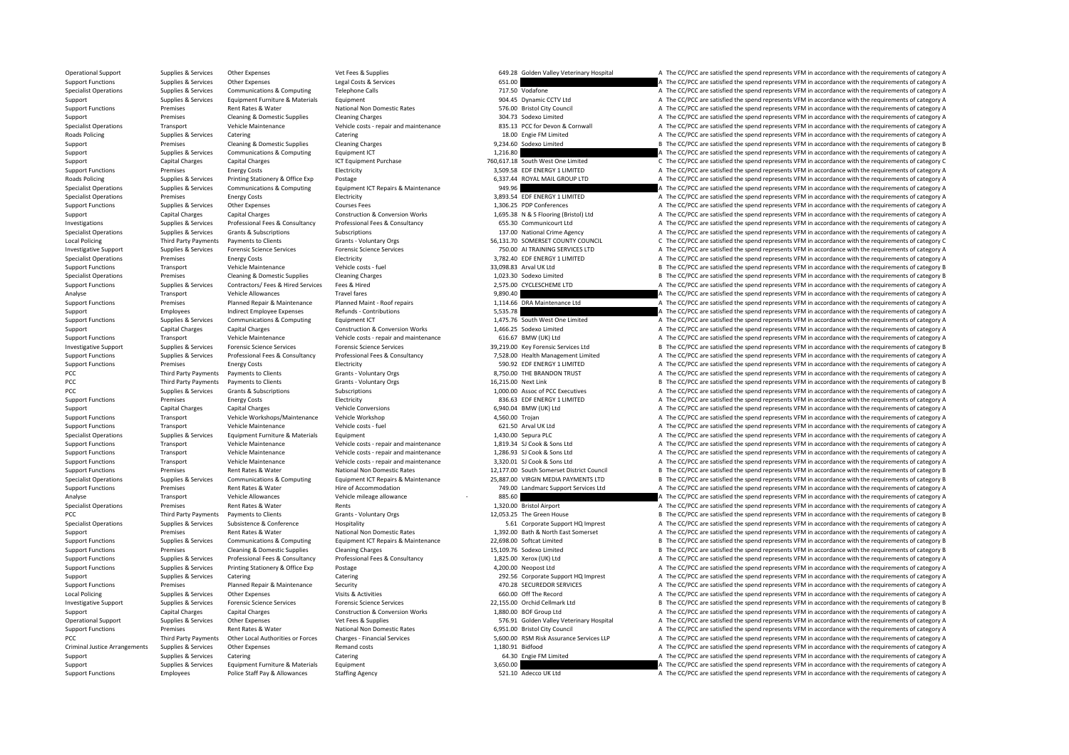| | | | | | | |
|---|---|---|---|---|---|---|
| Operational Support | Supplies & Services | Other Expenses | Vet Fees & Supplies | 649.28 | Golden Valley Veterinary Hospital | A The CC/PCC are satisfied the spend represents VFM in accordance with the requirements of category A |
| Support Functions | Supplies & Services | Other Expenses | Legal Costs & Services | 651.00 | | A The CC/PCC are satisfied the spend represents VFM in accordance with the requirements of category A |
| Specialist Operations | Supplies & Services | Communications & Computing | Telephone Calls | 717.50 | Vodafone | A The CC/PCC are satisfied the spend represents VFM in accordance with the requirements of category A |
| Support | Supplies & Services | Equipment Furniture & Materials | Equipment | 904.45 | Dynamic CCTV Ltd | A The CC/PCC are satisfied the spend represents VFM in accordance with the requirements of category A |
| Support Functions | Premises | Rent Rates & Water | National Non Domestic Rates | 576.00 | Bristol City Council | A The CC/PCC are satisfied the spend represents VFM in accordance with the requirements of category A |
| Support | Premises | Cleaning & Domestic Supplies | Cleaning Charges | 304.73 | Sodexo Limited | A The CC/PCC are satisfied the spend represents VFM in accordance with the requirements of category A |
| Specialist Operations | Transport | Vehicle Maintenance | Vehicle costs - repair and maintenance | 835.13 | PCC for Devon & Cornwall | A The CC/PCC are satisfied the spend represents VFM in accordance with the requirements of category A |
| Roads Policing | Supplies & Services | Catering | Catering | 18.00 | Engie FM Limited | A The CC/PCC are satisfied the spend represents VFM in accordance with the requirements of category A |
| Support | Premises | Cleaning & Domestic Supplies | Cleaning Charges | 9,234.60 | Sodexo Limited | B The CC/PCC are satisfied the spend represents VFM in accordance with the requirements of category B |
| Support | Supplies & Services | Communications & Computing | Equipment ICT | 1,216.80 | | A The CC/PCC are satisfied the spend represents VFM in accordance with the requirements of category A |
| Support | Capital Charges | Capital Charges | ICT Equipment Purchase | 760,617.18 | South West One Limited | C The CC/PCC are satisfied the spend represents VFM in accordance with the requirements of category C |
| Support Functions | Premises | Energy Costs | Electricity | 3,509.58 | EDF ENERGY 1 LIMITED | A The CC/PCC are satisfied the spend represents VFM in accordance with the requirements of category A |
| Roads Policing | Supplies & Services | Printing Stationery & Office Exp | Postage | 6,337.44 | ROYAL MAIL GROUP LTD | A The CC/PCC are satisfied the spend represents VFM in accordance with the requirements of category A |
| Specialist Operations | Supplies & Services | Communications & Computing | Equipment ICT Repairs & Maintenance | 949.96 | | A The CC/PCC are satisfied the spend represents VFM in accordance with the requirements of category A |
| Specialist Operations | Premises | Energy Costs | Electricity | 3,893.54 | EDF ENERGY 1 LIMITED | A The CC/PCC are satisfied the spend represents VFM in accordance with the requirements of category A |
| Support Functions | Supplies & Services | Other Expenses | Courses Fees | 1,306.25 | PDP Conferences | A The CC/PCC are satisfied the spend represents VFM in accordance with the requirements of category A |
| Support | Capital Charges | Capital Charges | Construction & Conversion Works | 1,695.38 | N & S Flooring (Bristol) Ltd | A The CC/PCC are satisfied the spend represents VFM in accordance with the requirements of category A |
| Investigations | Supplies & Services | Professional Fees & Consultancy | Professional Fees & Consultancy | 655.30 | Communicourt Ltd | A The CC/PCC are satisfied the spend represents VFM in accordance with the requirements of category A |
| Specialist Operations | Supplies & Services | Grants & Subscriptions | Subscriptions | 137.00 | National Crime Agency | A The CC/PCC are satisfied the spend represents VFM in accordance with the requirements of category A |
| Local Policing | Third Party Payments | Payments to Clients | Grants - Voluntary Orgs | 56,131.70 | SOMERSET COUNTY COUNCIL | C The CC/PCC are satisfied the spend represents VFM in accordance with the requirements of category C |
| Investigative Support | Supplies & Services | Forensic Science Services | Forensic Science Services | 750.00 | AI TRAINING SERVICES LTD | A The CC/PCC are satisfied the spend represents VFM in accordance with the requirements of category A |
| Specialist Operations | Premises | Energy Costs | Electricity | 3,782.40 | EDF ENERGY 1 LIMITED | A The CC/PCC are satisfied the spend represents VFM in accordance with the requirements of category A |
| Support Functions | Transport | Vehicle Maintenance | Vehicle costs - fuel | 33,098.83 | Arval UK Ltd | B The CC/PCC are satisfied the spend represents VFM in accordance with the requirements of category B |
| Specialist Operations | Premises | Cleaning & Domestic Supplies | Cleaning Charges | 1,023.30 | Sodexo Limited | B The CC/PCC are satisfied the spend represents VFM in accordance with the requirements of category B |
| Support Functions | Supplies & Services | Contractors/ Fees & Hired Services | Fees & Hired | 2,575.00 | CYCLESCHEME LTD | A The CC/PCC are satisfied the spend represents VFM in accordance with the requirements of category A |
| Analyse | Transport | Vehicle Allowances | Travel fares | 9,890.40 | | A The CC/PCC are satisfied the spend represents VFM in accordance with the requirements of category A |
| Support Functions | Premises | Planned Repair & Maintenance | Planned Maint - Roof repairs | 1,114.66 | DRA Maintenance Ltd | A The CC/PCC are satisfied the spend represents VFM in accordance with the requirements of category A |
| Support | Employees | Indirect Employee Expenses | Refunds - Contributions | 5,535.78 | | A The CC/PCC are satisfied the spend represents VFM in accordance with the requirements of category A |
| Support Functions | Supplies & Services | Communications & Computing | Equipment ICT | 1,475.76 | South West One Limited | A The CC/PCC are satisfied the spend represents VFM in accordance with the requirements of category A |
| Support | Capital Charges | Capital Charges | Construction & Conversion Works | 1,466.25 | Sodexo Limited | A The CC/PCC are satisfied the spend represents VFM in accordance with the requirements of category A |
| Support Functions | Transport | Vehicle Maintenance | Vehicle costs - repair and maintenance | 616.67 | BMW (UK) Ltd | A The CC/PCC are satisfied the spend represents VFM in accordance with the requirements of category A |
| Investigative Support | Supplies & Services | Forensic Science Services | Forensic Science Services | 39,219.00 | Key Forensic Services Ltd | B The CC/PCC are satisfied the spend represents VFM in accordance with the requirements of category B |
| Support Functions | Supplies & Services | Professional Fees & Consultancy | Professional Fees & Consultancy | 7,528.00 | Health Management Limited | A The CC/PCC are satisfied the spend represents VFM in accordance with the requirements of category A |
| Support Functions | Premises | Energy Costs | Electricity | 590.92 | EDF ENERGY 1 LIMITED | A The CC/PCC are satisfied the spend represents VFM in accordance with the requirements of category A |
| PCC | Third Party Payments | Payments to Clients | Grants - Voluntary Orgs | 8,750.00 | THE BRANDON TRUST | A The CC/PCC are satisfied the spend represents VFM in accordance with the requirements of category A |
| PCC | Third Party Payments | Payments to Clients | Grants - Voluntary Orgs | 16,215.00 | Next Link | B The CC/PCC are satisfied the spend represents VFM in accordance with the requirements of category B |
| PCC | Supplies & Services | Grants & Subscriptions | Subscriptions | 1,000.00 | Assoc of PCC Executives | A The CC/PCC are satisfied the spend represents VFM in accordance with the requirements of category A |
| Support Functions | Premises | Energy Costs | Electricity | 836.63 | EDF ENERGY 1 LIMITED | A The CC/PCC are satisfied the spend represents VFM in accordance with the requirements of category A |
| Support | Capital Charges | Capital Charges | Vehicle Conversions | 6,940.04 | BMW (UK) Ltd | A The CC/PCC are satisfied the spend represents VFM in accordance with the requirements of category A |
| Support Functions | Transport | Vehicle Workshops/Maintenance | Vehicle Workshop | 4,560.00 | Trojan | A The CC/PCC are satisfied the spend represents VFM in accordance with the requirements of category A |
| Support Functions | Transport | Vehicle Maintenance | Vehicle costs - fuel | 621.50 | Arval UK Ltd | A The CC/PCC are satisfied the spend represents VFM in accordance with the requirements of category A |
| Specialist Operations | Supplies & Services | Equipment Furniture & Materials | Equipment | 1,430.00 | Sepura PLC | A The CC/PCC are satisfied the spend represents VFM in accordance with the requirements of category A |
| Support Functions | Transport | Vehicle Maintenance | Vehicle costs - repair and maintenance | 1,819.34 | SJ Cook & Sons Ltd | A The CC/PCC are satisfied the spend represents VFM in accordance with the requirements of category A |
| Support Functions | Transport | Vehicle Maintenance | Vehicle costs - repair and maintenance | 1,286.93 | SJ Cook & Sons Ltd | A The CC/PCC are satisfied the spend represents VFM in accordance with the requirements of category A |
| Support Functions | Transport | Vehicle Maintenance | Vehicle costs - repair and maintenance | 3,320.01 | SJ Cook & Sons Ltd | A The CC/PCC are satisfied the spend represents VFM in accordance with the requirements of category A |
| Support Functions | Premises | Rent Rates & Water | National Non Domestic Rates | 12,177.00 | South Somerset District Council | B The CC/PCC are satisfied the spend represents VFM in accordance with the requirements of category B |
| Specialist Operations | Supplies & Services | Communications & Computing | Equipment ICT Repairs & Maintenance | 25,887.00 | VIRGIN MEDIA PAYMENTS LTD | B The CC/PCC are satisfied the spend represents VFM in accordance with the requirements of category B |
| Support Functions | Premises | Rent Rates & Water | Hire of Accommodation | 749.00 | Landmarc Support Services Ltd | A The CC/PCC are satisfied the spend represents VFM in accordance with the requirements of category A |
| Analyse | Transport | Vehicle Allowances | Vehicle mileage allowance | 885.60 | | A The CC/PCC are satisfied the spend represents VFM in accordance with the requirements of category A |
| Specialist Operations | Premises | Rent Rates & Water | Rents | 1,320.00 | Bristol Airport | A The CC/PCC are satisfied the spend represents VFM in accordance with the requirements of category A |
| PCC | Third Party Payments | Payments to Clients | Grants - Voluntary Orgs | 12,053.25 | The Green House | B The CC/PCC are satisfied the spend represents VFM in accordance with the requirements of category B |
| Specialist Operations | Supplies & Services | Subsistence & Conference | Hospitality | 5.61 | Corporate Support HQ Imprest | A The CC/PCC are satisfied the spend represents VFM in accordance with the requirements of category A |
| Support | Premises | Rent Rates & Water | National Non Domestic Rates | 1,392.00 | Bath & North East Somerset | A The CC/PCC are satisfied the spend represents VFM in accordance with the requirements of category A |
| Support Functions | Supplies & Services | Communications & Computing | Equipment ICT Repairs & Maintenance | 22,698.00 | Softcat Limited | B The CC/PCC are satisfied the spend represents VFM in accordance with the requirements of category B |
| Support Functions | Premises | Cleaning & Domestic Supplies | Cleaning Charges | 15,109.76 | Sodexo Limited | B The CC/PCC are satisfied the spend represents VFM in accordance with the requirements of category B |
| Support Functions | Supplies & Services | Professional Fees & Consultancy | Professional Fees & Consultancy | 1,825.00 | Xerox (UK) Ltd | A The CC/PCC are satisfied the spend represents VFM in accordance with the requirements of category A |
| Support Functions | Supplies & Services | Printing Stationery & Office Exp | Postage | 4,200.00 | Neopost Ltd | A The CC/PCC are satisfied the spend represents VFM in accordance with the requirements of category A |
| Support | Supplies & Services | Catering | Catering | 292.56 | Corporate Support HQ Imprest | A The CC/PCC are satisfied the spend represents VFM in accordance with the requirements of category A |
| Support Functions | Premises | Planned Repair & Maintenance | Security | 470.28 | SECUREDOR SERVICES | A The CC/PCC are satisfied the spend represents VFM in accordance with the requirements of category A |
| Local Policing | Supplies & Services | Other Expenses | Visits & Activities | 660.00 | Off The Record | A The CC/PCC are satisfied the spend represents VFM in accordance with the requirements of category A |
| Investigative Support | Supplies & Services | Forensic Science Services | Forensic Science Services | 22,155.00 | Orchid Cellmark Ltd | B The CC/PCC are satisfied the spend represents VFM in accordance with the requirements of category B |
| Support | Capital Charges | Capital Charges | Construction & Conversion Works | 1,880.00 | BOF Group Ltd | A The CC/PCC are satisfied the spend represents VFM in accordance with the requirements of category A |
| Operational Support | Supplies & Services | Other Expenses | Vet Fees & Supplies | 576.91 | Golden Valley Veterinary Hospital | A The CC/PCC are satisfied the spend represents VFM in accordance with the requirements of category A |
| Support Functions | Premises | Rent Rates & Water | National Non Domestic Rates | 6,951.00 | Bristol City Council | A The CC/PCC are satisfied the spend represents VFM in accordance with the requirements of category A |
| PCC | Third Party Payments | Other Local Authorities or Forces | Charges - Financial Services | 5,600.00 | RSM Risk Assurance Services LLP | A The CC/PCC are satisfied the spend represents VFM in accordance with the requirements of category A |
| Criminal Justice Arrangements | Supplies & Services | Other Expenses | Remand costs | 1,180.91 | Bidfood | A The CC/PCC are satisfied the spend represents VFM in accordance with the requirements of category A |
| Support | Supplies & Services | Catering | Catering | 64.30 | Engie FM Limited | A The CC/PCC are satisfied the spend represents VFM in accordance with the requirements of category A |
| Support | Supplies & Services | Equipment Furniture & Materials | Equipment | 3,650.00 | | A The CC/PCC are satisfied the spend represents VFM in accordance with the requirements of category A |
| Support Functions | Employees | Police Staff Pay & Allowances | Staffing Agency | 521.10 | Adecco UK Ltd | A The CC/PCC are satisfied the spend represents VFM in accordance with the requirements of category A |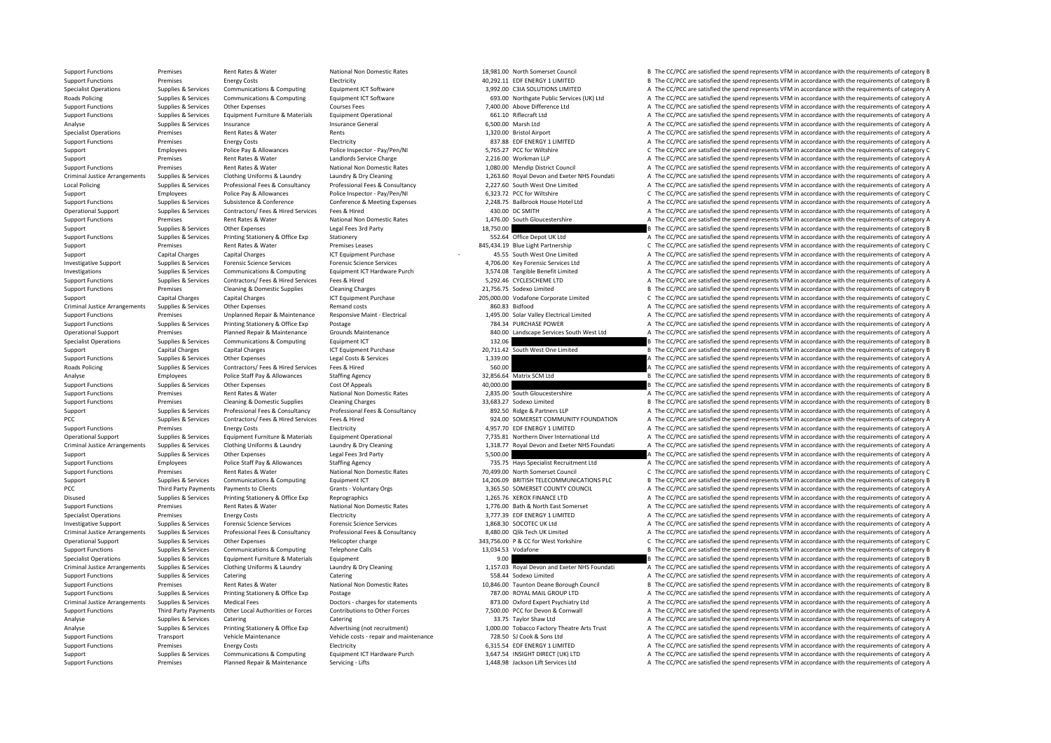| | | | | | | | |
|---|---|---|---|---|---|---|---|
| Support Functions | Premises | Rent Rates & Water | National Non Domestic Rates | 18,981.00 | North Somerset Council | B | The CC/PCC are satisfied the spend represents VFM in accordance with the requirements of category B |
| Support Functions | Premises | Energy Costs | Electricity | 40,292.11 | EDF ENERGY 1 LIMITED | B | The CC/PCC are satisfied the spend represents VFM in accordance with the requirements of category B |
| Specialist Operations | Supplies & Services | Communications & Computing | Equipment ICT Software | 3,992.00 | C3IA SOLUTIONS LIMITED | A | The CC/PCC are satisfied the spend represents VFM in accordance with the requirements of category A |
| Roads Policing | Supplies & Services | Communications & Computing | Equipment ICT Software | 693.00 | Northgate Public Services (UK) Ltd | A | The CC/PCC are satisfied the spend represents VFM in accordance with the requirements of category A |
| Support Functions | Supplies & Services | Other Expenses | Courses Fees | 7,400.00 | Above Difference Ltd | A | The CC/PCC are satisfied the spend represents VFM in accordance with the requirements of category A |
| Support Functions | Supplies & Services | Equipment Furniture & Materials | Equipment Operational | 661.10 | Riflecraft Ltd | A | The CC/PCC are satisfied the spend represents VFM in accordance with the requirements of category A |
| Analyse | Supplies & Services | Insurance | Insurance General | 6,500.00 | Marsh Ltd | A | The CC/PCC are satisfied the spend represents VFM in accordance with the requirements of category A |
| Specialist Operations | Premises | Rent Rates & Water | Rents | 1,320.00 | Bristol Airport | A | The CC/PCC are satisfied the spend represents VFM in accordance with the requirements of category A |
| Support Functions | Premises | Energy Costs | Electricity | 837.88 | EDF ENERGY 1 LIMITED | A | The CC/PCC are satisfied the spend represents VFM in accordance with the requirements of category A |
| Support | Employees | Police Pay & Allowances | Police Inspector - Pay/Pen/NI | 5,765.27 | PCC for Wiltshire | C | The CC/PCC are satisfied the spend represents VFM in accordance with the requirements of category C |
| Support | Premises | Rent Rates & Water | Landlords Service Charge | 2,216.00 | Workman LLP | A | The CC/PCC are satisfied the spend represents VFM in accordance with the requirements of category A |
| Support Functions | Premises | Rent Rates & Water | National Non Domestic Rates | 1,080.00 | Mendip District Council | A | The CC/PCC are satisfied the spend represents VFM in accordance with the requirements of category A |
| Criminal Justice Arrangements | Supplies & Services | Clothing Uniforms & Laundry | Laundry & Dry Cleaning | 1,263.60 | Royal Devon and Exeter NHS Foundati | A | The CC/PCC are satisfied the spend represents VFM in accordance with the requirements of category A |
| Local Policing | Supplies & Services | Professional Fees & Consultancy | Professional Fees & Consultancy | 2,227.60 | South West One Limited | A | The CC/PCC are satisfied the spend represents VFM in accordance with the requirements of category A |
| Support | Employees | Police Pay & Allowances | Police Inspector - Pay/Pen/NI | 6,323.72 | PCC for Wiltshire | C | The CC/PCC are satisfied the spend represents VFM in accordance with the requirements of category C |
| Support Functions | Supplies & Services | Subsistence & Conference | Conference & Meeting Expenses | 2,248.75 | Bailbrook House Hotel Ltd | A | The CC/PCC are satisfied the spend represents VFM in accordance with the requirements of category A |
| Operational Support | Supplies & Services | Contractors/ Fees & Hired Services | Fees & Hired | 430.00 | DC SMITH | A | The CC/PCC are satisfied the spend represents VFM in accordance with the requirements of category A |
| Support Functions | Premises | Rent Rates & Water | National Non Domestic Rates | 1,476.00 | South Gloucestershire | A | The CC/PCC are satisfied the spend represents VFM in accordance with the requirements of category A |
| Support | Supplies & Services | Other Expenses | Legal Fees 3rd Party | 18,750.00 | | B | The CC/PCC are satisfied the spend represents VFM in accordance with the requirements of category B |
| Support Functions | Supplies & Services | Printing Stationery & Office Exp | Stationery | 552.64 | Office Depot UK Ltd | A | The CC/PCC are satisfied the spend represents VFM in accordance with the requirements of category A |
| Support | Premises | Rent Rates & Water | Premises Leases | 845,434.19 | Blue Light Partnership | C | The CC/PCC are satisfied the spend represents VFM in accordance with the requirements of category C |
| Support | Capital Charges | Capital Charges | ICT Equipment Purchase | -45.55 | South West One Limited | A | The CC/PCC are satisfied the spend represents VFM in accordance with the requirements of category A |
| Investigative Support | Supplies & Services | Forensic Science Services | Forensic Science Services | 4,706.00 | Key Forensic Services Ltd | A | The CC/PCC are satisfied the spend represents VFM in accordance with the requirements of category A |
| Investigations | Supplies & Services | Communications & Computing | Equipment ICT Hardware Purch | 3,574.08 | Tangible Benefit Limited | A | The CC/PCC are satisfied the spend represents VFM in accordance with the requirements of category A |
| Support Functions | Supplies & Services | Contractors/ Fees & Hired Services | Fees & Hired | 5,292.46 | CYCLESCHEME LTD | A | The CC/PCC are satisfied the spend represents VFM in accordance with the requirements of category A |
| Support Functions | Premises | Cleaning & Domestic Supplies | Cleaning Charges | 21,756.75 | Sodexo Limited | B | The CC/PCC are satisfied the spend represents VFM in accordance with the requirements of category B |
| Support | Capital Charges | Capital Charges | ICT Equipment Purchase | 205,000.00 | Vodafone Corporate Limited | C | The CC/PCC are satisfied the spend represents VFM in accordance with the requirements of category C |
| Criminal Justice Arrangements | Supplies & Services | Other Expenses | Remand costs | 860.83 | Bidfood | A | The CC/PCC are satisfied the spend represents VFM in accordance with the requirements of category A |
| Support Functions | Premises | Unplanned Repair & Maintenance | Responsive Maint - Electrical | 1,495.00 | Solar Valley Electrical Limited | A | The CC/PCC are satisfied the spend represents VFM in accordance with the requirements of category A |
| Support Functions | Supplies & Services | Printing Stationery & Office Exp | Postage | 784.34 | PURCHASE POWER | A | The CC/PCC are satisfied the spend represents VFM in accordance with the requirements of category A |
| Operational Support | Premises | Planned Repair & Maintenance | Grounds Maintenance | 840.00 | Landscape Services South West Ltd | A | The CC/PCC are satisfied the spend represents VFM in accordance with the requirements of category A |
| Specialist Operations | Supplies & Services | Communications & Computing | Equipment ICT | 132.06 | | B | The CC/PCC are satisfied the spend represents VFM in accordance with the requirements of category B |
| Support | Capital Charges | Capital Charges | ICT Equipment Purchase | 20,711.42 | South West One Limited | B | The CC/PCC are satisfied the spend represents VFM in accordance with the requirements of category B |
| Support Functions | Supplies & Services | Other Expenses | Legal Costs & Services | 1,339.00 | | A | The CC/PCC are satisfied the spend represents VFM in accordance with the requirements of category A |
| Roads Policing | Supplies & Services | Contractors/ Fees & Hired Services | Fees & Hired | 560.00 | | A | The CC/PCC are satisfied the spend represents VFM in accordance with the requirements of category A |
| Analyse | Employees | Police Staff Pay & Allowances | Staffing Agency | 32,856.64 | Matrix SCM Ltd | B | The CC/PCC are satisfied the spend represents VFM in accordance with the requirements of category B |
| Support Functions | Supplies & Services | Other Expenses | Cost Of Appeals | 40,000.00 | | B | The CC/PCC are satisfied the spend represents VFM in accordance with the requirements of category B |
| Support Functions | Premises | Rent Rates & Water | National Non Domestic Rates | 2,835.00 | South Gloucestershire | A | The CC/PCC are satisfied the spend represents VFM in accordance with the requirements of category A |
| Support Functions | Premises | Cleaning & Domestic Supplies | Cleaning Charges | 33,683.27 | Sodexo Limited | B | The CC/PCC are satisfied the spend represents VFM in accordance with the requirements of category B |
| Support | Supplies & Services | Professional Fees & Consultancy | Professional Fees & Consultancy | 892.50 | Ridge & Partners LLP | A | The CC/PCC are satisfied the spend represents VFM in accordance with the requirements of category A |
| PCC | Supplies & Services | Contractors/ Fees & Hired Services | Fees & Hired | 924.00 | SOMERSET COMMUNITY FOUNDATION | A | The CC/PCC are satisfied the spend represents VFM in accordance with the requirements of category A |
| Support Functions | Premises | Energy Costs | Electricity | 4,957.70 | EDF ENERGY 1 LIMITED | A | The CC/PCC are satisfied the spend represents VFM in accordance with the requirements of category A |
| Operational Support | Supplies & Services | Equipment Furniture & Materials | Equipment Operational | 7,735.81 | Northern Diver International Ltd | A | The CC/PCC are satisfied the spend represents VFM in accordance with the requirements of category A |
| Criminal Justice Arrangements | Supplies & Services | Clothing Uniforms & Laundry | Laundry & Dry Cleaning | 1,318.77 | Royal Devon and Exeter NHS Foundati | A | The CC/PCC are satisfied the spend represents VFM in accordance with the requirements of category A |
| Support | Supplies & Services | Other Expenses | Legal Fees 3rd Party | 5,500.00 | | A | The CC/PCC are satisfied the spend represents VFM in accordance with the requirements of category A |
| Support Functions | Employees | Police Staff Pay & Allowances | Staffing Agency | 735.75 | Hays Specialist Recruitment Ltd | A | The CC/PCC are satisfied the spend represents VFM in accordance with the requirements of category A |
| Support Functions | Premises | Rent Rates & Water | National Non Domestic Rates | 70,499.00 | North Somerset Council | C | The CC/PCC are satisfied the spend represents VFM in accordance with the requirements of category C |
| Support | Supplies & Services | Communications & Computing | Equipment ICT | 14,206.09 | BRITISH TELECOMMUNICATIONS PLC | B | The CC/PCC are satisfied the spend represents VFM in accordance with the requirements of category B |
| PCC | Third Party Payments | Payments to Clients | Grants - Voluntary Orgs | 3,365.50 | SOMERSET COUNTY COUNCIL | A | The CC/PCC are satisfied the spend represents VFM in accordance with the requirements of category A |
| Disused | Supplies & Services | Printing Stationery & Office Exp | Reprographics | 1,265.76 | XEROX FINANCE LTD | A | The CC/PCC are satisfied the spend represents VFM in accordance with the requirements of category A |
| Support Functions | Premises | Rent Rates & Water | National Non Domestic Rates | 1,776.00 | Bath & North East Somerset | A | The CC/PCC are satisfied the spend represents VFM in accordance with the requirements of category A |
| Specialist Operations | Premises | Energy Costs | Electricity | 3,777.39 | EDF ENERGY 1 LIMITED | A | The CC/PCC are satisfied the spend represents VFM in accordance with the requirements of category A |
| Investigative Support | Supplies & Services | Forensic Science Services | Forensic Science Services | 1,868.30 | SOCOTEC UK Ltd | A | The CC/PCC are satisfied the spend represents VFM in accordance with the requirements of category A |
| Criminal Justice Arrangements | Supplies & Services | Professional Fees & Consultancy | Professional Fees & Consultancy | 8,480.00 | Qlik Tech UK Limited | A | The CC/PCC are satisfied the spend represents VFM in accordance with the requirements of category A |
| Operational Support | Supplies & Services | Other Expenses | Helicopter charge | 343,756.00 | P & CC for West Yorkshire | C | The CC/PCC are satisfied the spend represents VFM in accordance with the requirements of category C |
| Support Functions | Supplies & Services | Communications & Computing | Telephone Calls | 13,034.53 | Vodafone | B | The CC/PCC are satisfied the spend represents VFM in accordance with the requirements of category B |
| Specialist Operations | Supplies & Services | Equipment Furniture & Materials | Equipment | 9.00 | | B | The CC/PCC are satisfied the spend represents VFM in accordance with the requirements of category B |
| Criminal Justice Arrangements | Supplies & Services | Clothing Uniforms & Laundry | Laundry & Dry Cleaning | 1,157.03 | Royal Devon and Exeter NHS Foundati | A | The CC/PCC are satisfied the spend represents VFM in accordance with the requirements of category A |
| Support Functions | Supplies & Services | Catering | Catering | 558.44 | Sodexo Limited | A | The CC/PCC are satisfied the spend represents VFM in accordance with the requirements of category A |
| Support Functions | Premises | Rent Rates & Water | National Non Domestic Rates | 10,846.00 | Taunton Deane Borough Council | B | The CC/PCC are satisfied the spend represents VFM in accordance with the requirements of category B |
| Support Functions | Supplies & Services | Printing Stationery & Office Exp | Postage | 787.00 | ROYAL MAIL GROUP LTD | A | The CC/PCC are satisfied the spend represents VFM in accordance with the requirements of category A |
| Criminal Justice Arrangements | Supplies & Services | Medical Fees | Doctors - charges for statements | 873.00 | Oxford Expert Psychiatry Ltd | A | The CC/PCC are satisfied the spend represents VFM in accordance with the requirements of category A |
| Support Functions | Third Party Payments | Other Local Authorities or Forces | Contributions to Other Forces | 7,500.00 | PCC for Devon & Cornwall | A | The CC/PCC are satisfied the spend represents VFM in accordance with the requirements of category A |
| Analyse | Supplies & Services | Catering | Catering | 33.75 | Taylor Shaw Ltd | A | The CC/PCC are satisfied the spend represents VFM in accordance with the requirements of category A |
| Analyse | Supplies & Services | Printing Stationery & Office Exp | Advertising (not recruitment) | 1,000.00 | Tobacco Factory Theatre Arts Trust | A | The CC/PCC are satisfied the spend represents VFM in accordance with the requirements of category A |
| Support Functions | Transport | Vehicle Maintenance | Vehicle costs - repair and maintenance | 728.50 | SJ Cook & Sons Ltd | A | The CC/PCC are satisfied the spend represents VFM in accordance with the requirements of category A |
| Support Functions | Premises | Energy Costs | Electricity | 6,315.54 | EDF ENERGY 1 LIMITED | A | The CC/PCC are satisfied the spend represents VFM in accordance with the requirements of category A |
| Support | Supplies & Services | Communications & Computing | Equipment ICT Hardware Purch | 3,647.54 | INSIGHT DIRECT (UK) LTD | A | The CC/PCC are satisfied the spend represents VFM in accordance with the requirements of category A |
| Support Functions | Premises | Planned Repair & Maintenance | Servicing - Lifts | 1,448.98 | Jackson Lift Services Ltd | A | The CC/PCC are satisfied the spend represents VFM in accordance with the requirements of category A |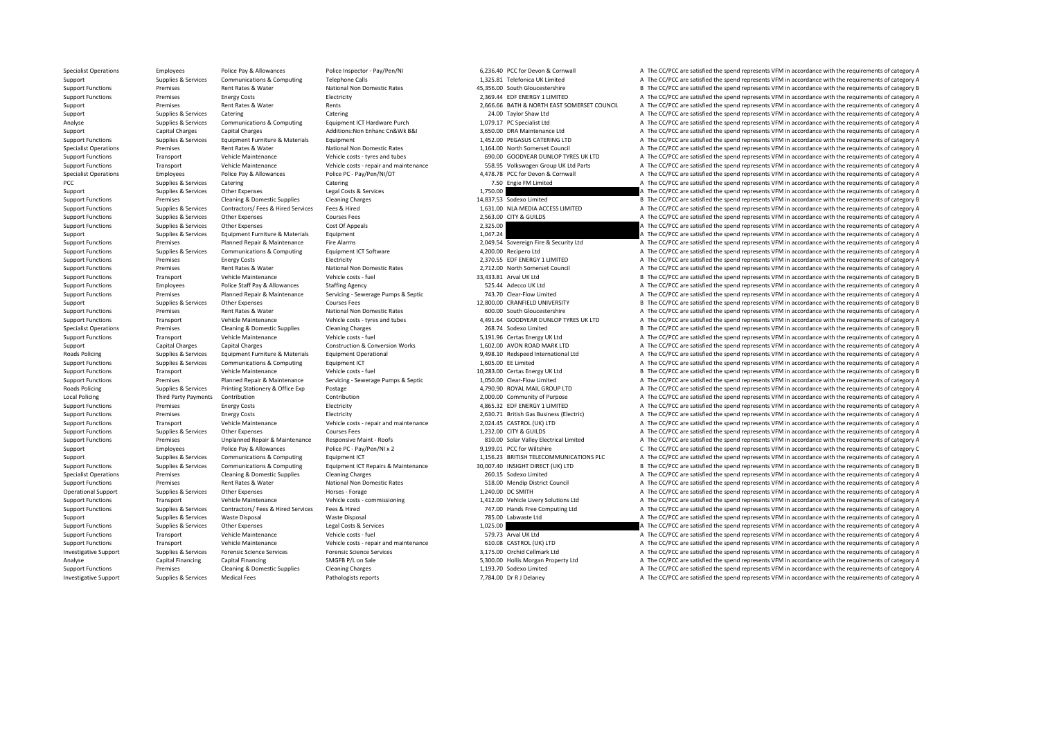| | | | | | | | |
|---|---|---|---|---|---|---|---|
| Specialist Operations | Employees | Police Pay & Allowances | Police Inspector - Pay/Pen/NI | 6,236.40 | PCC for Devon & Cornwall | A | The CC/PCC are satisfied the spend represents VFM in accordance with the requirements of category A |
| Support | Supplies & Services | Communications & Computing | Telephone Calls | 1,325.81 | Telefonica UK Limited | A | The CC/PCC are satisfied the spend represents VFM in accordance with the requirements of category A |
| Support Functions | Premises | Rent Rates & Water | National Non Domestic Rates | 45,356.00 | South Gloucestershire | B | The CC/PCC are satisfied the spend represents VFM in accordance with the requirements of category B |
| Support Functions | Premises | Energy Costs | Electricity | 2,369.44 | EDF ENERGY 1 LIMITED | A | The CC/PCC are satisfied the spend represents VFM in accordance with the requirements of category A |
| Support | Premises | Rent Rates & Water | Rents | 2,666.66 | BATH & NORTH EAST SOMERSET COUNCIL | A | The CC/PCC are satisfied the spend represents VFM in accordance with the requirements of category A |
| Support | Supplies & Services | Catering | Catering | 24.00 | Taylor Shaw Ltd | A | The CC/PCC are satisfied the spend represents VFM in accordance with the requirements of category A |
| Analyse | Supplies & Services | Communications & Computing | Equipment ICT Hardware Purch | 1,079.17 | PC Specialist Ltd | A | The CC/PCC are satisfied the spend represents VFM in accordance with the requirements of category A |
| Support | Capital Charges | Capital Charges | Additions:Non Enhanc Cn&Wk B&I | 3,650.00 | DRA Maintenance Ltd | A | The CC/PCC are satisfied the spend represents VFM in accordance with the requirements of category A |
| Support Functions | Supplies & Services | Equipment Furniture & Materials | Equipment | 1,452.00 | PEGASUS CATERING LTD | A | The CC/PCC are satisfied the spend represents VFM in accordance with the requirements of category A |
| Specialist Operations | Premises | Rent Rates & Water | National Non Domestic Rates | 1,164.00 | North Somerset Council | A | The CC/PCC are satisfied the spend represents VFM in accordance with the requirements of category A |
| Support Functions | Transport | Vehicle Maintenance | Vehicle costs - tyres and tubes | 690.00 | GOODYEAR DUNLOP TYRES UK LTD | A | The CC/PCC are satisfied the spend represents VFM in accordance with the requirements of category A |
| Support Functions | Transport | Vehicle Maintenance | Vehicle costs - repair and maintenance | 558.95 | Volkswagen Group UK Ltd Parts | A | The CC/PCC are satisfied the spend represents VFM in accordance with the requirements of category A |
| Specialist Operations | Employees | Police Pay & Allowances | Police PC - Pay/Pen/NI/OT | 4,478.78 | PCC for Devon & Cornwall | A | The CC/PCC are satisfied the spend represents VFM in accordance with the requirements of category A |
| PCC | Supplies & Services | Catering | Catering | 7.50 | Engie FM Limited | A | The CC/PCC are satisfied the spend represents VFM in accordance with the requirements of category A |
| Support | Supplies & Services | Other Expenses | Legal Costs & Services | 1,750.00 | | A | The CC/PCC are satisfied the spend represents VFM in accordance with the requirements of category A |
| Support Functions | Premises | Cleaning & Domestic Supplies | Cleaning Charges | 14,837.53 | Sodexo Limited | B | The CC/PCC are satisfied the spend represents VFM in accordance with the requirements of category B |
| Support Functions | Supplies & Services | Contractors/ Fees & Hired Services | Fees & Hired | 1,631.00 | NLA MEDIA ACCESS LIMITED | A | The CC/PCC are satisfied the spend represents VFM in accordance with the requirements of category A |
| Support Functions | Supplies & Services | Other Expenses | Courses Fees | 2,563.00 | CITY & GUILDS | A | The CC/PCC are satisfied the spend represents VFM in accordance with the requirements of category A |
| Support Functions | Supplies & Services | Other Expenses | Cost Of Appeals | 2,325.00 | | A | The CC/PCC are satisfied the spend represents VFM in accordance with the requirements of category A |
| Support | Supplies & Services | Equipment Furniture & Materials | Equipment | 1,047.24 | | A | The CC/PCC are satisfied the spend represents VFM in accordance with the requirements of category A |
| Support Functions | Premises | Planned Repair & Maintenance | Fire Alarms | 2,049.54 | Sovereign Fire & Security Ltd | A | The CC/PCC are satisfied the spend represents VFM in accordance with the requirements of category A |
| Support Functions | Supplies & Services | Communications & Computing | Equipment ICT Software | 4,200.00 | Recipero Ltd | A | The CC/PCC are satisfied the spend represents VFM in accordance with the requirements of category A |
| Support Functions | Premises | Energy Costs | Electricity | 2,370.55 | EDF ENERGY 1 LIMITED | A | The CC/PCC are satisfied the spend represents VFM in accordance with the requirements of category A |
| Support Functions | Premises | Rent Rates & Water | National Non Domestic Rates | 2,712.00 | North Somerset Council | A | The CC/PCC are satisfied the spend represents VFM in accordance with the requirements of category A |
| Support Functions | Transport | Vehicle Maintenance | Vehicle costs - fuel | 33,433.81 | Arval UK Ltd | B | The CC/PCC are satisfied the spend represents VFM in accordance with the requirements of category B |
| Support Functions | Employees | Police Staff Pay & Allowances | Staffing Agency | 525.44 | Adecco UK Ltd | A | The CC/PCC are satisfied the spend represents VFM in accordance with the requirements of category A |
| Support Functions | Premises | Planned Repair & Maintenance | Servicing - Sewerage Pumps & Septic | 743.70 | Clear-Flow Limited | A | The CC/PCC are satisfied the spend represents VFM in accordance with the requirements of category A |
| Support | Supplies & Services | Other Expenses | Courses Fees | 12,800.00 | CRANFIELD UNIVERSITY | B | The CC/PCC are satisfied the spend represents VFM in accordance with the requirements of category B |
| Support Functions | Premises | Rent Rates & Water | National Non Domestic Rates | 600.00 | South Gloucestershire | A | The CC/PCC are satisfied the spend represents VFM in accordance with the requirements of category A |
| Support Functions | Transport | Vehicle Maintenance | Vehicle costs - tyres and tubes | 4,491.64 | GOODYEAR DUNLOP TYRES UK LTD | A | The CC/PCC are satisfied the spend represents VFM in accordance with the requirements of category A |
| Specialist Operations | Premises | Cleaning & Domestic Supplies | Cleaning Charges | 268.74 | Sodexo Limited | B | The CC/PCC are satisfied the spend represents VFM in accordance with the requirements of category B |
| Support Functions | Transport | Vehicle Maintenance | Vehicle costs - fuel | 5,191.96 | Certas Energy UK Ltd | A | The CC/PCC are satisfied the spend represents VFM in accordance with the requirements of category A |
| Support | Capital Charges | Capital Charges | Construction & Conversion Works | 1,602.00 | AVON ROAD MARK LTD | A | The CC/PCC are satisfied the spend represents VFM in accordance with the requirements of category A |
| Roads Policing | Supplies & Services | Equipment Furniture & Materials | Equipment Operational | 9,498.10 | Redspeed International Ltd | A | The CC/PCC are satisfied the spend represents VFM in accordance with the requirements of category A |
| Support Functions | Supplies & Services | Communications & Computing | Equipment ICT | 1,605.00 | EE Limited | A | The CC/PCC are satisfied the spend represents VFM in accordance with the requirements of category A |
| Support Functions | Transport | Vehicle Maintenance | Vehicle costs - fuel | 10,283.00 | Certas Energy UK Ltd | B | The CC/PCC are satisfied the spend represents VFM in accordance with the requirements of category B |
| Support Functions | Premises | Planned Repair & Maintenance | Servicing - Sewerage Pumps & Septic | 1,050.00 | Clear-Flow Limited | A | The CC/PCC are satisfied the spend represents VFM in accordance with the requirements of category A |
| Roads Policing | Supplies & Services | Printing Stationery & Office Exp | Postage | 4,790.90 | ROYAL MAIL GROUP LTD | A | The CC/PCC are satisfied the spend represents VFM in accordance with the requirements of category A |
| Local Policing | Third Party Payments | Contribution | Contribution | 2,000.00 | Community of Purpose | A | The CC/PCC are satisfied the spend represents VFM in accordance with the requirements of category A |
| Support Functions | Premises | Energy Costs | Electricity | 4,865.32 | EDF ENERGY 1 LIMITED | A | The CC/PCC are satisfied the spend represents VFM in accordance with the requirements of category A |
| Support Functions | Premises | Energy Costs | Electricity | 2,630.71 | British Gas Business (Electric) | A | The CC/PCC are satisfied the spend represents VFM in accordance with the requirements of category A |
| Support Functions | Transport | Vehicle Maintenance | Vehicle costs - repair and maintenance | 2,024.45 | CASTROL (UK) LTD | A | The CC/PCC are satisfied the spend represents VFM in accordance with the requirements of category A |
| Support Functions | Supplies & Services | Other Expenses | Courses Fees | 1,232.00 | CITY & GUILDS | A | The CC/PCC are satisfied the spend represents VFM in accordance with the requirements of category A |
| Support Functions | Premises | Unplanned Repair & Maintenance | Responsive Maint - Roofs | 810.00 | Solar Valley Electrical Limited | A | The CC/PCC are satisfied the spend represents VFM in accordance with the requirements of category A |
| Support | Employees | Police Pay & Allowances | Police PC - Pay/Pen/NI x 2 | 9,199.01 | PCC for Wiltshire | C | The CC/PCC are satisfied the spend represents VFM in accordance with the requirements of category C |
| Support | Supplies & Services | Communications & Computing | Equipment ICT | 1,156.23 | BRITISH TELECOMMUNICATIONS PLC | A | The CC/PCC are satisfied the spend represents VFM in accordance with the requirements of category A |
| Support Functions | Supplies & Services | Communications & Computing | Equipment ICT Repairs & Maintenance | 30,007.40 | INSIGHT DIRECT (UK) LTD | B | The CC/PCC are satisfied the spend represents VFM in accordance with the requirements of category B |
| Specialist Operations | Premises | Cleaning & Domestic Supplies | Cleaning Charges | 260.15 | Sodexo Limited | A | The CC/PCC are satisfied the spend represents VFM in accordance with the requirements of category A |
| Support Functions | Premises | Rent Rates & Water | National Non Domestic Rates | 518.00 | Mendip District Council | A | The CC/PCC are satisfied the spend represents VFM in accordance with the requirements of category A |
| Operational Support | Supplies & Services | Other Expenses | Horses - Forage | 1,240.00 | DC SMITH | A | The CC/PCC are satisfied the spend represents VFM in accordance with the requirements of category A |
| Support Functions | Transport | Vehicle Maintenance | Vehicle costs - commissioning | 1,412.00 | Vehicle Livery Solutions Ltd | A | The CC/PCC are satisfied the spend represents VFM in accordance with the requirements of category A |
| Support Functions | Supplies & Services | Contractors/ Fees & Hired Services | Fees & Hired | 747.00 | Hands Free Computing Ltd | A | The CC/PCC are satisfied the spend represents VFM in accordance with the requirements of category A |
| Support | Supplies & Services | Waste Disposal | Waste Disposal | 785.00 | Labwaste Ltd | A | The CC/PCC are satisfied the spend represents VFM in accordance with the requirements of category A |
| Support Functions | Supplies & Services | Other Expenses | Legal Costs & Services | 1,025.00 | | A | The CC/PCC are satisfied the spend represents VFM in accordance with the requirements of category A |
| Support Functions | Transport | Vehicle Maintenance | Vehicle costs - fuel | 579.73 | Arval UK Ltd | A | The CC/PCC are satisfied the spend represents VFM in accordance with the requirements of category A |
| Support Functions | Transport | Vehicle Maintenance | Vehicle costs - repair and maintenance | 610.08 | CASTROL (UK) LTD | A | The CC/PCC are satisfied the spend represents VFM in accordance with the requirements of category A |
| Investigative Support | Supplies & Services | Forensic Science Services | Forensic Science Services | 3,175.00 | Orchid Cellmark Ltd | A | The CC/PCC are satisfied the spend represents VFM in accordance with the requirements of category A |
| Analyse | Capital Financing | Capital Financing | SMGFB P/L on Sale | 5,300.00 | Hollis Morgan Property Ltd | A | The CC/PCC are satisfied the spend represents VFM in accordance with the requirements of category A |
| Support Functions | Premises | Cleaning & Domestic Supplies | Cleaning Charges | 1,193.70 | Sodexo Limited | A | The CC/PCC are satisfied the spend represents VFM in accordance with the requirements of category A |
| Investigative Support | Supplies & Services | Medical Fees | Pathologists reports | 7,784.00 | Dr R J Delaney | A | The CC/PCC are satisfied the spend represents VFM in accordance with the requirements of category A |